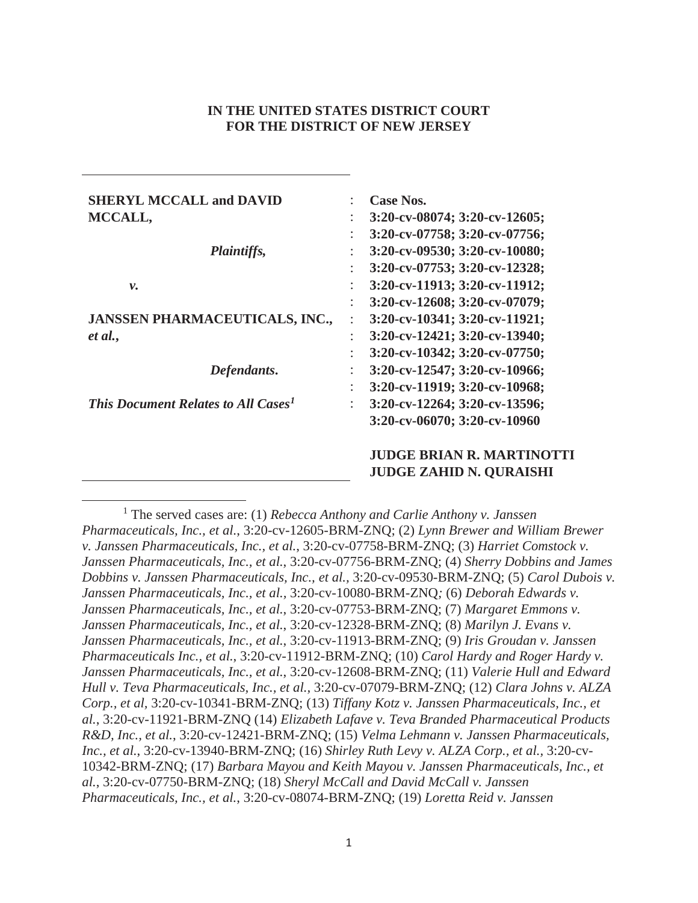**IN THE UNITED STATES DISTRICT COURT**
**FOR THE DISTRICT OF NEW JERSEY**

| | | |
|---|---|---|
| **SHERYL MCCALL and DAVID MCCALL,** | : | **Case Nos.** |
| | : | **3:20-cv-08074; 3:20-cv-12605;** |
| *Plaintiffs,* | : | **3:20-cv-07758; 3:20-cv-07756;** |
| | : | **3:20-cv-09530; 3:20-cv-10080;** |
| *v.* | : | **3:20-cv-07753; 3:20-cv-12328;** |
| | : | **3:20-cv-11913; 3:20-cv-11912;** |
| **JANSSEN PHARMACEUTICALS, INC.,** ***et al.*****,** | : | **3:20-cv-12608; 3:20-cv-07079;** |
| | : | **3:20-cv-10341; 3:20-cv-11921;** |
| | : | **3:20-cv-12421; 3:20-cv-13940;** |
| *Defendants.* | : | **3:20-cv-10342; 3:20-cv-07750;** |
| | : | **3:20-cv-12547; 3:20-cv-10966;** |
| | : | **3:20-cv-11919; 3:20-cv-10968;** |
| ***This Document Relates to All Cases*****[1]** | : | **3:20-cv-12264; 3:20-cv-13596;** |
| | | **3:20-cv-06070; 3:20-cv-10960** |
| | | **JUDGE BRIAN R. MARTINOTTI** |
| | | **JUDGE ZAHID N. QURAISHI** |

[1] The served cases are: (1) *Rebecca Anthony and Carlie Anthony v. Janssen Pharmaceuticals, Inc., et al.*, 3:20-cv-12605-BRM-ZNQ; (2) *Lynn Brewer and William Brewer v. Janssen Pharmaceuticals, Inc., et al.*, 3:20-cv-07758-BRM-ZNQ; (3) *Harriet Comstock v. Janssen Pharmaceuticals, Inc., et al.*, 3:20-cv-07756-BRM-ZNQ; (4) *Sherry Dobbins and James Dobbins v. Janssen Pharmaceuticals, Inc., et al.*, 3:20-cv-09530-BRM-ZNQ; (5) *Carol Dubois v. Janssen Pharmaceuticals, Inc., et al.*, 3:20-cv-10080-BRM-ZNQ*;* (6) *Deborah Edwards v. Janssen Pharmaceuticals, Inc., et al.*, 3:20-cv-07753-BRM-ZNQ; (7) *Margaret Emmons v. Janssen Pharmaceuticals, Inc., et al.*, 3:20-cv-12328-BRM-ZNQ; (8) *Marilyn J. Evans v. Janssen Pharmaceuticals, Inc., et al.*, 3:20-cv-11913-BRM-ZNQ; (9) *Iris Groudan v. Janssen Pharmaceuticals Inc., et al.*, 3:20-cv-11912-BRM-ZNQ; (10) *Carol Hardy and Roger Hardy v. Janssen Pharmaceuticals, Inc., et al.*, 3:20-cv-12608-BRM-ZNQ; (11) *Valerie Hull and Edward Hull v. Teva Pharmaceuticals, Inc., et al.*, 3:20-cv-07079-BRM-ZNQ; (12) *Clara Johns v. ALZA Corp., et al*, 3:20-cv-10341-BRM-ZNQ; (13) *Tiffany Kotz v. Janssen Pharmaceuticals, Inc., et al.*, 3:20-cv-11921-BRM-ZNQ (14) *Elizabeth Lafave v. Teva Branded Pharmaceutical Products R&D, Inc., et al.*, 3:20-cv-12421-BRM-ZNQ; (15) *Velma Lehmann v. Janssen Pharmaceuticals, Inc., et al.*, 3:20-cv-13940-BRM-ZNQ; (16) *Shirley Ruth Levy v. ALZA Corp., et al.*, 3:20-cv-10342-BRM-ZNQ; (17) *Barbara Mayou and Keith Mayou v. Janssen Pharmaceuticals, Inc., et al.*, 3:20-cv-07750-BRM-ZNQ; (18) *Sheryl McCall and David McCall v. Janssen Pharmaceuticals, Inc., et al.*, 3:20-cv-08074-BRM-ZNQ; (19) *Loretta Reid v. Janssen*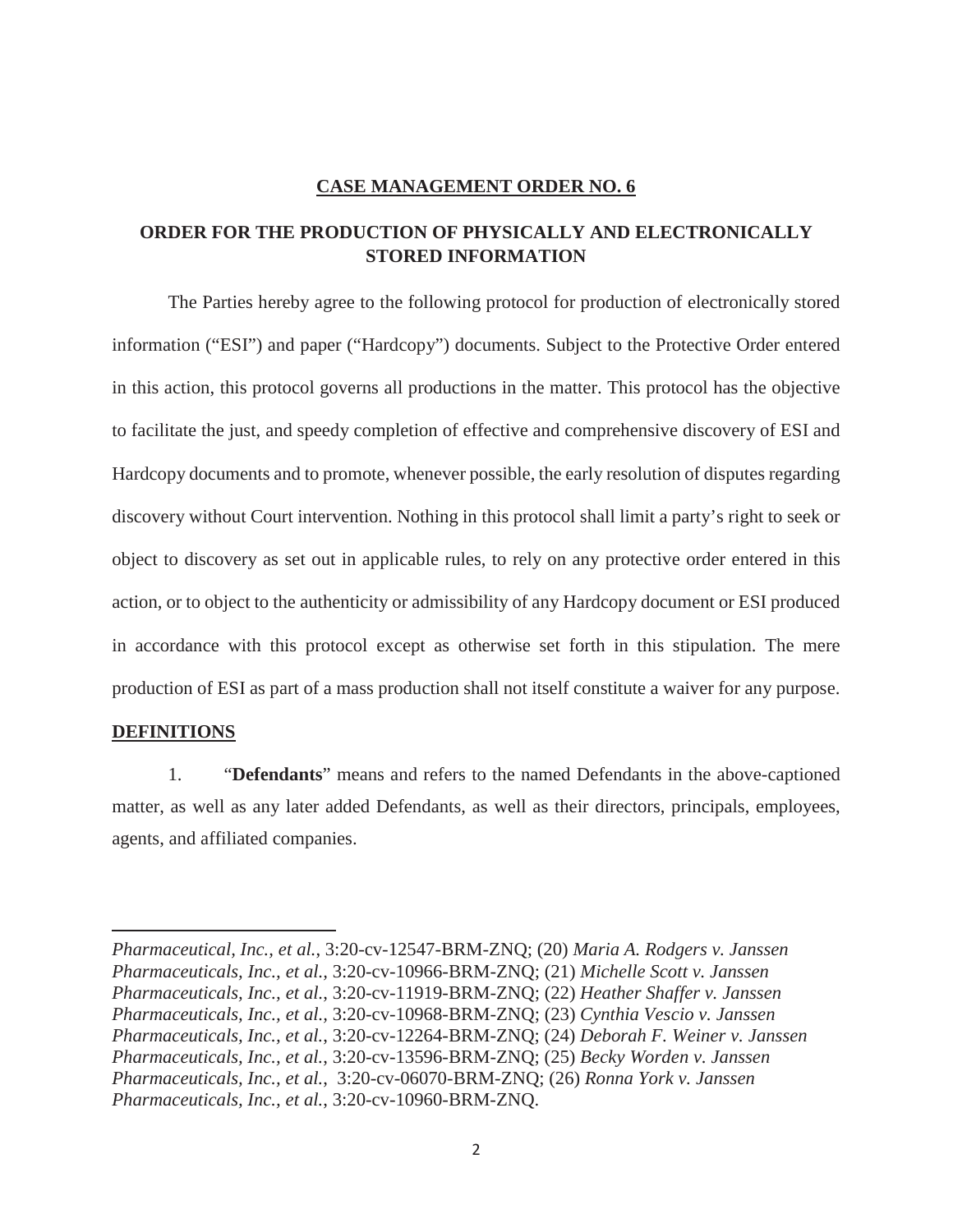## CASE MANAGEMENT ORDER NO. 6

## ORDER FOR THE PRODUCTION OF PHYSICALLY AND ELECTRONICALLY STORED INFORMATION

The Parties hereby agree to the following protocol for production of electronically stored information ("ESI") and paper ("Hardcopy") documents. Subject to the Protective Order entered in this action, this protocol governs all productions in the matter. This protocol has the objective to facilitate the just, and speedy completion of effective and comprehensive discovery of ESI and Hardcopy documents and to promote, whenever possible, the early resolution of disputes regarding discovery without Court intervention. Nothing in this protocol shall limit a party's right to seek or object to discovery as set out in applicable rules, to rely on any protective order entered in this action, or to object to the authenticity or admissibility of any Hardcopy document or ESI produced in accordance with this protocol except as otherwise set forth in this stipulation. The mere production of ESI as part of a mass production shall not itself constitute a waiver for any purpose.

**DEFINITIONS**

1. "**Defendants**" means and refers to the named Defendants in the above-captioned matter, as well as any later added Defendants, as well as their directors, principals, employees, agents, and affiliated companies.

---

*Pharmaceutical, Inc., et al.*, 3:20-cv-12547-BRM-ZNQ; (20) *Maria A. Rodgers v. Janssen Pharmaceuticals, Inc., et al.*, 3:20-cv-10966-BRM-ZNQ; (21) *Michelle Scott v. Janssen Pharmaceuticals, Inc., et al.*, 3:20-cv-11919-BRM-ZNQ; (22) *Heather Shaffer v. Janssen Pharmaceuticals, Inc., et al.*, 3:20-cv-10968-BRM-ZNQ; (23) *Cynthia Vescio v. Janssen Pharmaceuticals, Inc., et al.*, 3:20-cv-12264-BRM-ZNQ; (24) *Deborah F. Weiner v. Janssen Pharmaceuticals, Inc., et al.*, 3:20-cv-13596-BRM-ZNQ; (25) *Becky Worden v. Janssen Pharmaceuticals, Inc., et al.*, 3:20-cv-06070-BRM-ZNQ; (26) *Ronna York v. Janssen Pharmaceuticals, Inc., et al.*, 3:20-cv-10960-BRM-ZNQ.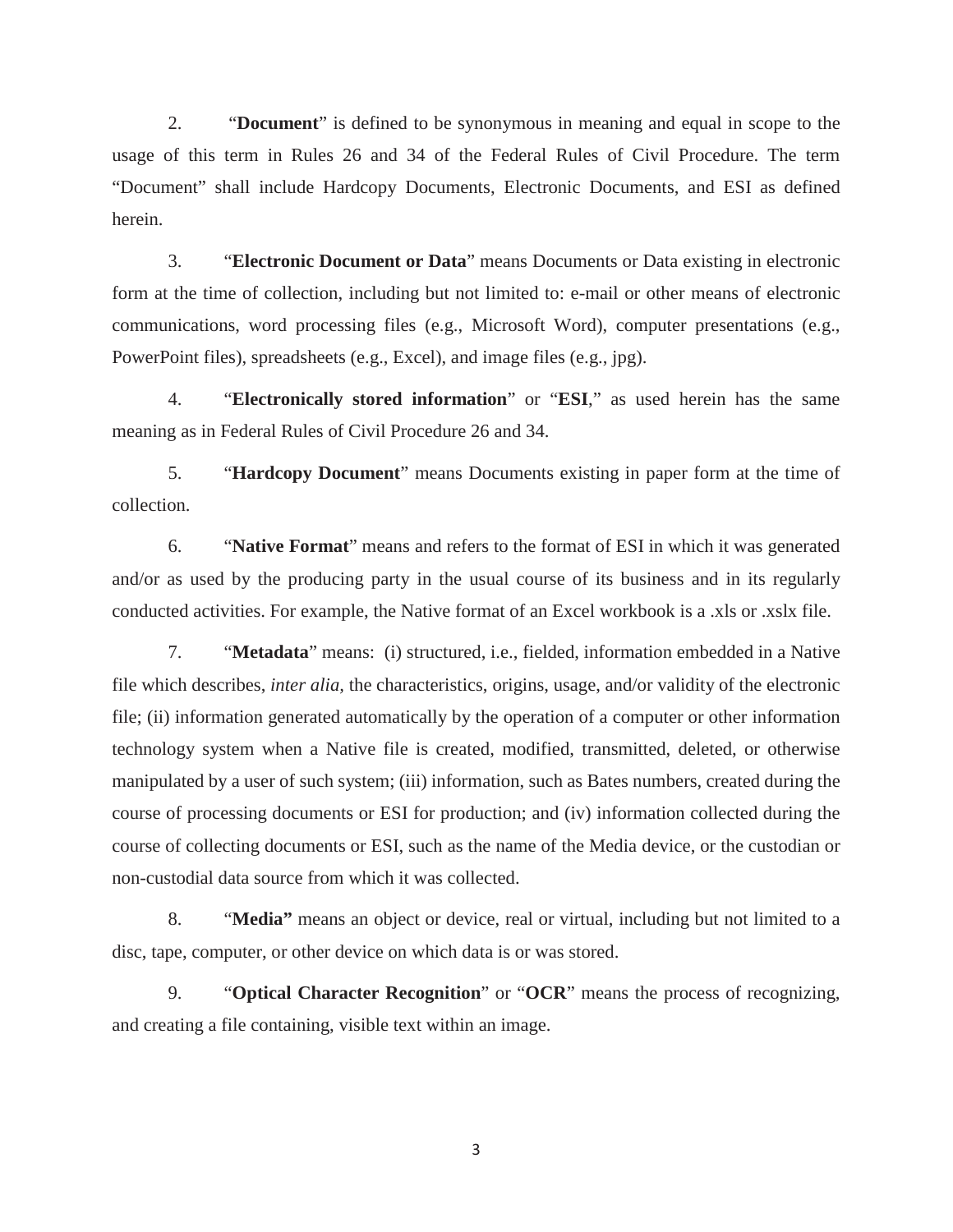2. "**Document**" is defined to be synonymous in meaning and equal in scope to the usage of this term in Rules 26 and 34 of the Federal Rules of Civil Procedure. The term "Document" shall include Hardcopy Documents, Electronic Documents, and ESI as defined herein.

3. "**Electronic Document or Data**" means Documents or Data existing in electronic form at the time of collection, including but not limited to: e-mail or other means of electronic communications, word processing files (e.g., Microsoft Word), computer presentations (e.g., PowerPoint files), spreadsheets (e.g., Excel), and image files (e.g., jpg).

4. "**Electronically stored information**" or "**ESI**," as used herein has the same meaning as in Federal Rules of Civil Procedure 26 and 34.

5. "**Hardcopy Document**" means Documents existing in paper form at the time of collection.

6. "**Native Format**" means and refers to the format of ESI in which it was generated and/or as used by the producing party in the usual course of its business and in its regularly conducted activities. For example, the Native format of an Excel workbook is a .xls or .xslx file.

7. "**Metadata**" means: (i) structured, i.e., fielded, information embedded in a Native file which describes, *inter alia,* the characteristics, origins, usage, and/or validity of the electronic file; (ii) information generated automatically by the operation of a computer or other information technology system when a Native file is created, modified, transmitted, deleted, or otherwise manipulated by a user of such system; (iii) information, such as Bates numbers, created during the course of processing documents or ESI for production; and (iv) information collected during the course of collecting documents or ESI, such as the name of the Media device, or the custodian or non-custodial data source from which it was collected.

8. "**Media"** means an object or device, real or virtual, including but not limited to a disc, tape, computer, or other device on which data is or was stored.

9. "**Optical Character Recognition**" or "**OCR**" means the process of recognizing, and creating a file containing, visible text within an image.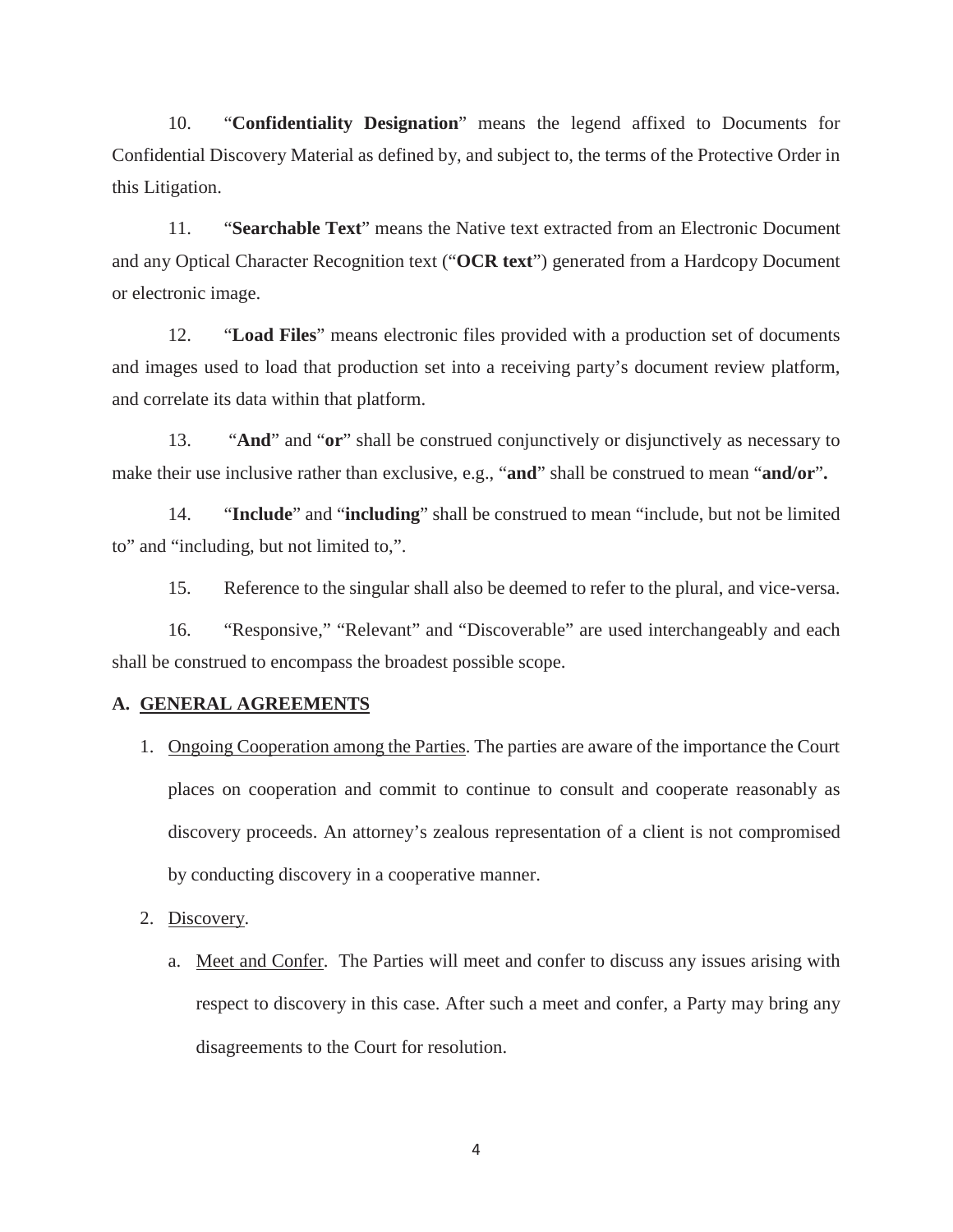10. "**Confidentiality Designation**" means the legend affixed to Documents for Confidential Discovery Material as defined by, and subject to, the terms of the Protective Order in this Litigation.

11. "**Searchable Text**" means the Native text extracted from an Electronic Document and any Optical Character Recognition text ("**OCR text**") generated from a Hardcopy Document or electronic image.

12. "**Load Files**" means electronic files provided with a production set of documents and images used to load that production set into a receiving party's document review platform, and correlate its data within that platform.

13. "**And**" and "**or**" shall be construed conjunctively or disjunctively as necessary to make their use inclusive rather than exclusive, e.g., "**and**" shall be construed to mean "**and/or**"**.**

14. "**Include**" and "**including**" shall be construed to mean "include, but not be limited to" and "including, but not limited to,".

15. Reference to the singular shall also be deemed to refer to the plural, and vice-versa.

16. "Responsive," "Relevant" and "Discoverable" are used interchangeably and each shall be construed to encompass the broadest possible scope.

## A. GENERAL AGREEMENTS

1. Ongoing Cooperation among the Parties. The parties are aware of the importance the Court places on cooperation and commit to continue to consult and cooperate reasonably as discovery proceeds. An attorney's zealous representation of a client is not compromised by conducting discovery in a cooperative manner.

2. Discovery.

   a. Meet and Confer. The Parties will meet and confer to discuss any issues arising with respect to discovery in this case. After such a meet and confer, a Party may bring any disagreements to the Court for resolution.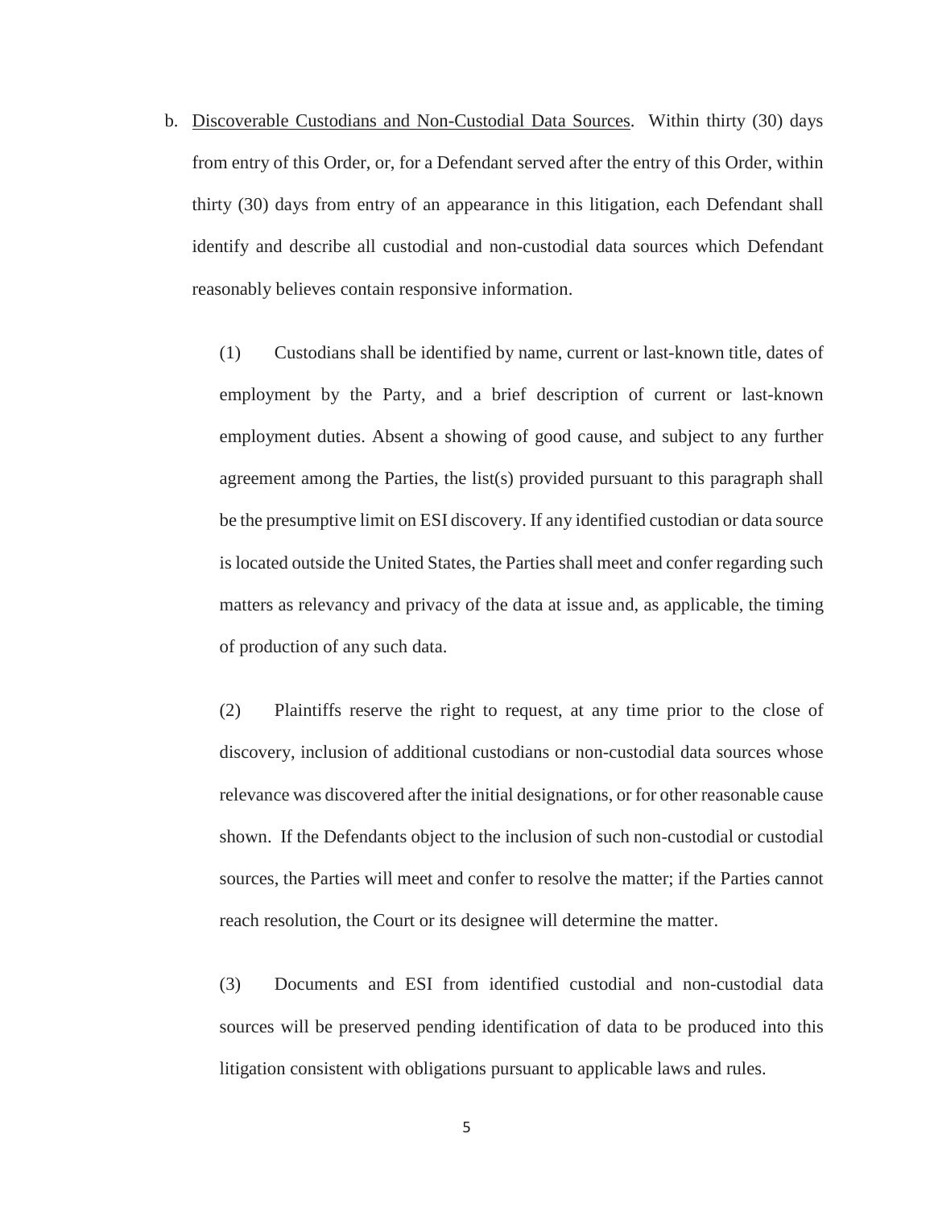b. <u>Discoverable Custodians and Non-Custodial Data Sources</u>. Within thirty (30) days from entry of this Order, or, for a Defendant served after the entry of this Order, within thirty (30) days from entry of an appearance in this litigation, each Defendant shall identify and describe all custodial and non-custodial data sources which Defendant reasonably believes contain responsive information.

(1) Custodians shall be identified by name, current or last-known title, dates of employment by the Party, and a brief description of current or last-known employment duties. Absent a showing of good cause, and subject to any further agreement among the Parties, the list(s) provided pursuant to this paragraph shall be the presumptive limit on ESI discovery. If any identified custodian or data source is located outside the United States, the Parties shall meet and confer regarding such matters as relevancy and privacy of the data at issue and, as applicable, the timing of production of any such data.

(2) Plaintiffs reserve the right to request, at any time prior to the close of discovery, inclusion of additional custodians or non-custodial data sources whose relevance was discovered after the initial designations, or for other reasonable cause shown. If the Defendants object to the inclusion of such non-custodial or custodial sources, the Parties will meet and confer to resolve the matter; if the Parties cannot reach resolution, the Court or its designee will determine the matter.

(3) Documents and ESI from identified custodial and non-custodial data sources will be preserved pending identification of data to be produced into this litigation consistent with obligations pursuant to applicable laws and rules.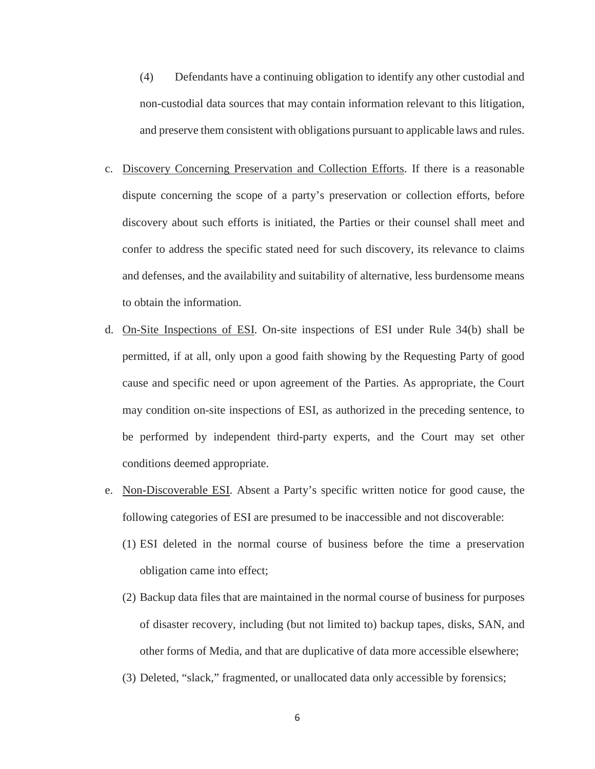(4) Defendants have a continuing obligation to identify any other custodial and non-custodial data sources that may contain information relevant to this litigation, and preserve them consistent with obligations pursuant to applicable laws and rules.

c. <u>Discovery Concerning Preservation and Collection Efforts</u>. If there is a reasonable dispute concerning the scope of a party's preservation or collection efforts, before discovery about such efforts is initiated, the Parties or their counsel shall meet and confer to address the specific stated need for such discovery, its relevance to claims and defenses, and the availability and suitability of alternative, less burdensome means to obtain the information.

d. <u>On-Site Inspections of ESI</u>. On-site inspections of ESI under Rule 34(b) shall be permitted, if at all, only upon a good faith showing by the Requesting Party of good cause and specific need or upon agreement of the Parties. As appropriate, the Court may condition on-site inspections of ESI, as authorized in the preceding sentence, to be performed by independent third-party experts, and the Court may set other conditions deemed appropriate.

e. <u>Non-Discoverable ESI</u>. Absent a Party's specific written notice for good cause, the following categories of ESI are presumed to be inaccessible and not discoverable:

(1) ESI deleted in the normal course of business before the time a preservation obligation came into effect;

(2) Backup data files that are maintained in the normal course of business for purposes of disaster recovery, including (but not limited to) backup tapes, disks, SAN, and other forms of Media, and that are duplicative of data more accessible elsewhere;

(3) Deleted, "slack," fragmented, or unallocated data only accessible by forensics;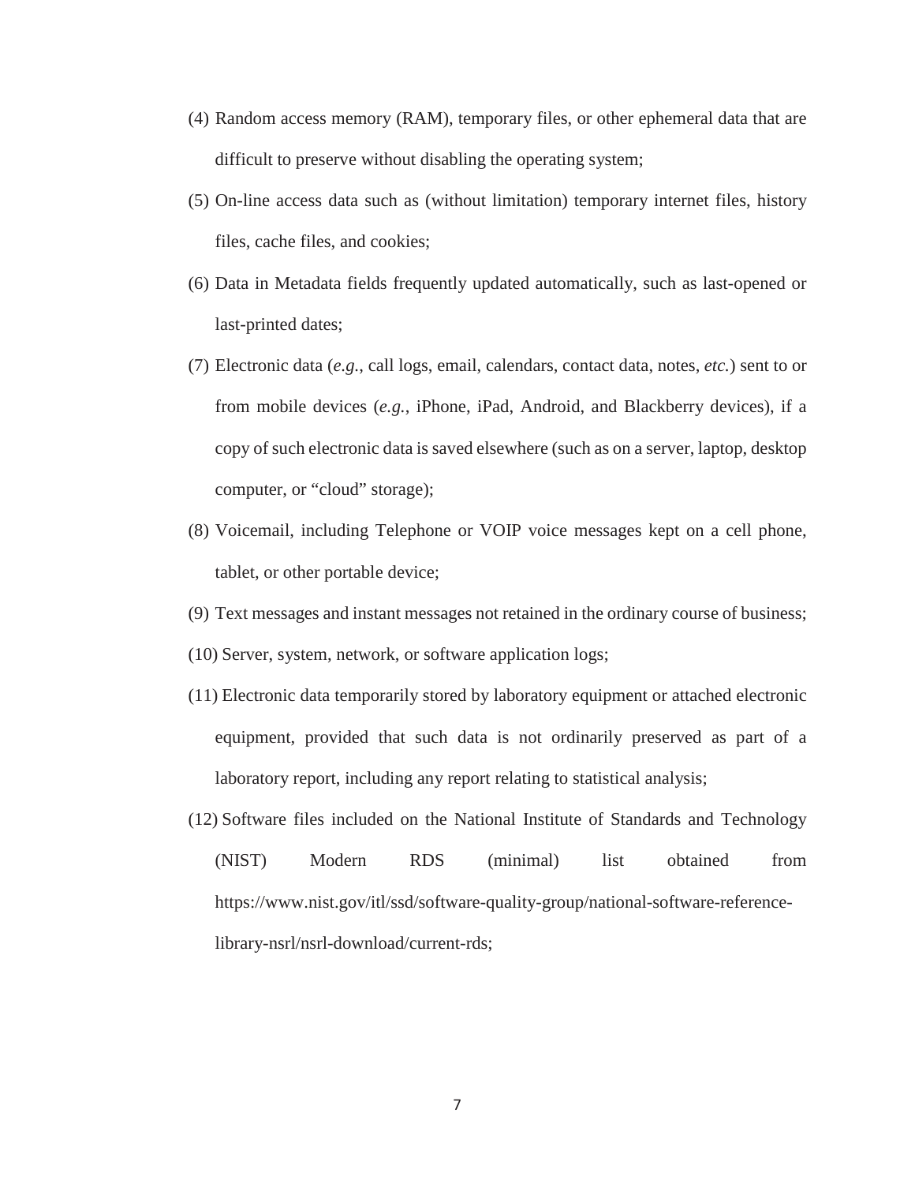(4) Random access memory (RAM), temporary files, or other ephemeral data that are difficult to preserve without disabling the operating system;

(5) On-line access data such as (without limitation) temporary internet files, history files, cache files, and cookies;

(6) Data in Metadata fields frequently updated automatically, such as last-opened or last-printed dates;

(7) Electronic data (*e.g.*, call logs, email, calendars, contact data, notes, *etc.*) sent to or from mobile devices (*e.g.*, iPhone, iPad, Android, and Blackberry devices), if a copy of such electronic data is saved elsewhere (such as on a server, laptop, desktop computer, or "cloud" storage);

(8) Voicemail, including Telephone or VOIP voice messages kept on a cell phone, tablet, or other portable device;

(9) Text messages and instant messages not retained in the ordinary course of business;

(10) Server, system, network, or software application logs;

(11) Electronic data temporarily stored by laboratory equipment or attached electronic equipment, provided that such data is not ordinarily preserved as part of a laboratory report, including any report relating to statistical analysis;

(12) Software files included on the National Institute of Standards and Technology (NIST) Modern RDS (minimal) list obtained from https://www.nist.gov/itl/ssd/software-quality-group/national-software-reference-library-nsrl/nsrl-download/current-rds;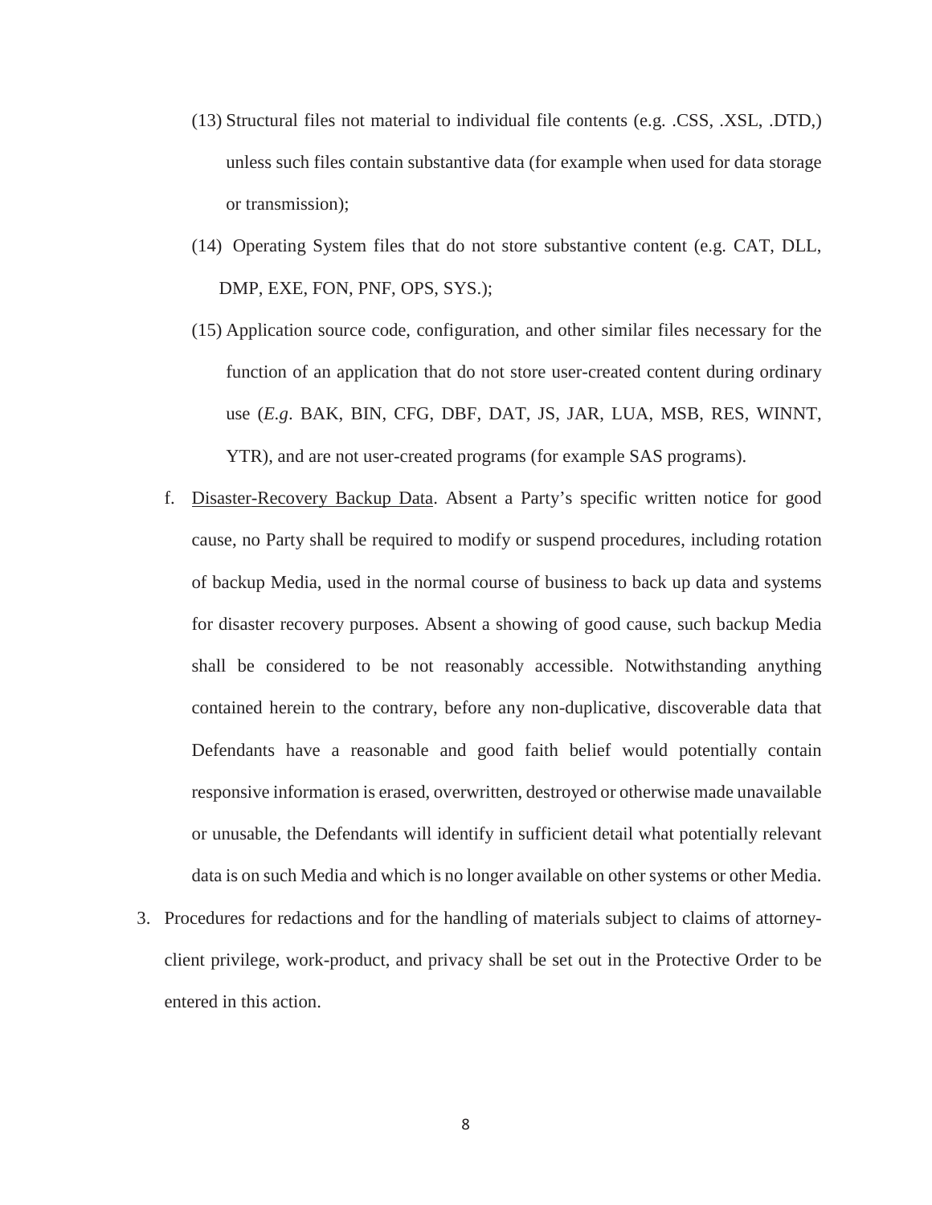(13) Structural files not material to individual file contents (e.g. .CSS, .XSL, .DTD,) unless such files contain substantive data (for example when used for data storage or transmission);

(14) Operating System files that do not store substantive content (e.g. CAT, DLL, DMP, EXE, FON, PNF, OPS, SYS.);

(15) Application source code, configuration, and other similar files necessary for the function of an application that do not store user-created content during ordinary use (*E.g*. BAK, BIN, CFG, DBF, DAT, JS, JAR, LUA, MSB, RES, WINNT, YTR), and are not user-created programs (for example SAS programs).

f. <u>Disaster-Recovery Backup Data</u>. Absent a Party's specific written notice for good cause, no Party shall be required to modify or suspend procedures, including rotation of backup Media, used in the normal course of business to back up data and systems for disaster recovery purposes. Absent a showing of good cause, such backup Media shall be considered to be not reasonably accessible. Notwithstanding anything contained herein to the contrary, before any non-duplicative, discoverable data that Defendants have a reasonable and good faith belief would potentially contain responsive information is erased, overwritten, destroyed or otherwise made unavailable or unusable, the Defendants will identify in sufficient detail what potentially relevant data is on such Media and which is no longer available on other systems or other Media.

3. Procedures for redactions and for the handling of materials subject to claims of attorney-client privilege, work-product, and privacy shall be set out in the Protective Order to be entered in this action.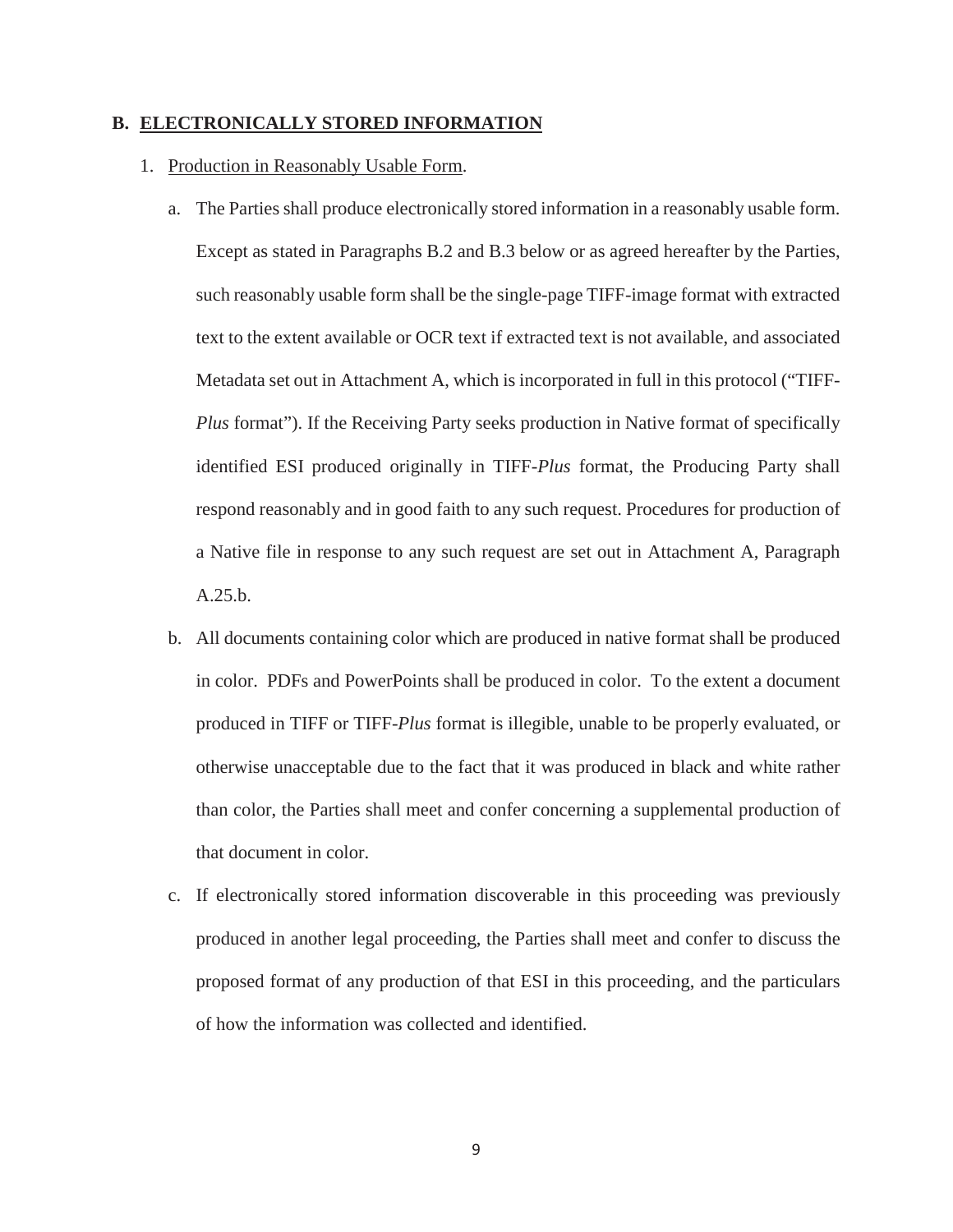## B. ELECTRONICALLY STORED INFORMATION

1. Production in Reasonably Usable Form.

   a. The Parties shall produce electronically stored information in a reasonably usable form. Except as stated in Paragraphs B.2 and B.3 below or as agreed hereafter by the Parties, such reasonably usable form shall be the single-page TIFF-image format with extracted text to the extent available or OCR text if extracted text is not available, and associated Metadata set out in Attachment A, which is incorporated in full in this protocol ("TIFF-*Plus* format"). If the Receiving Party seeks production in Native format of specifically identified ESI produced originally in TIFF-*Plus* format, the Producing Party shall respond reasonably and in good faith to any such request. Procedures for production of a Native file in response to any such request are set out in Attachment A, Paragraph A.25.b.

   b. All documents containing color which are produced in native format shall be produced in color. PDFs and PowerPoints shall be produced in color. To the extent a document produced in TIFF or TIFF-*Plus* format is illegible, unable to be properly evaluated, or otherwise unacceptable due to the fact that it was produced in black and white rather than color, the Parties shall meet and confer concerning a supplemental production of that document in color.

   c. If electronically stored information discoverable in this proceeding was previously produced in another legal proceeding, the Parties shall meet and confer to discuss the proposed format of any production of that ESI in this proceeding, and the particulars of how the information was collected and identified.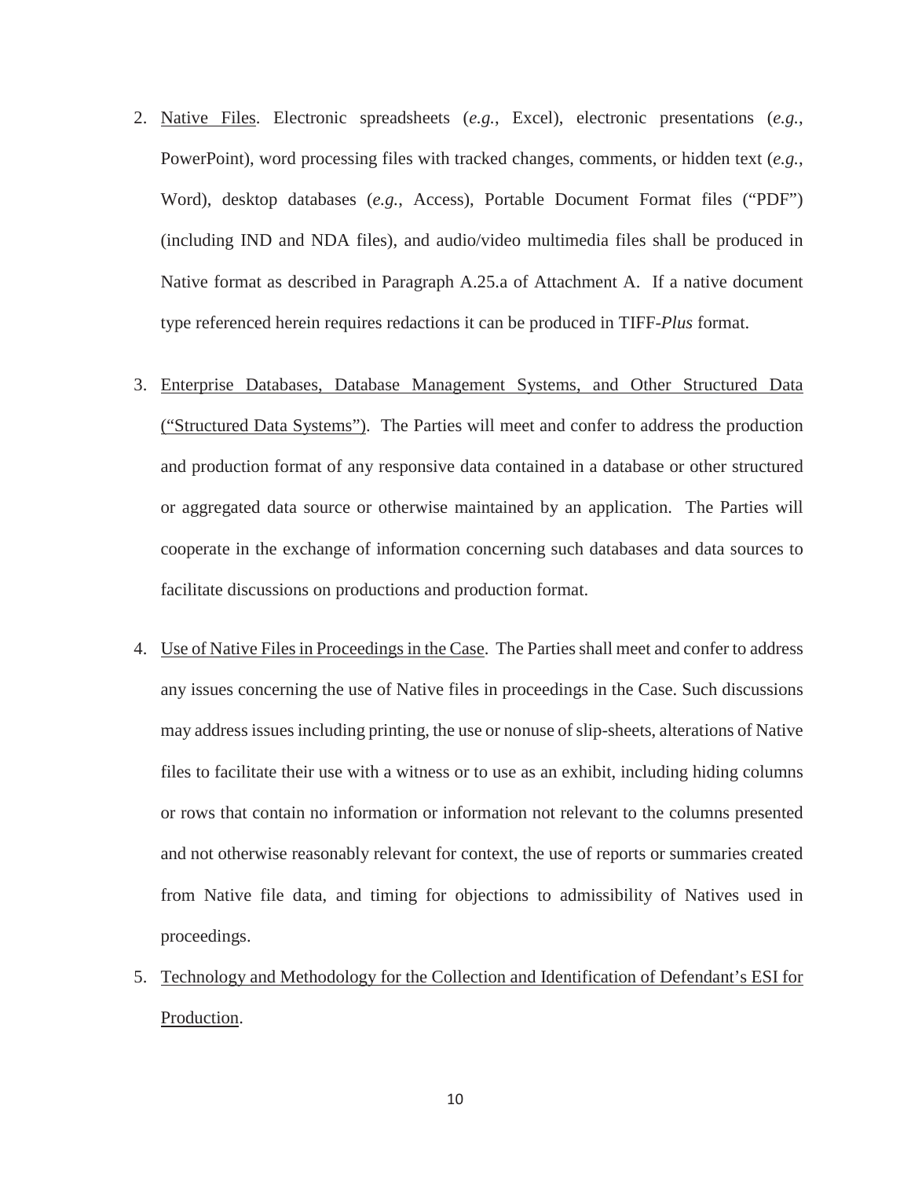2. Native Files. Electronic spreadsheets (*e.g.*, Excel), electronic presentations (*e.g.*, PowerPoint), word processing files with tracked changes, comments, or hidden text (*e.g.*, Word), desktop databases (*e.g.*, Access), Portable Document Format files ("PDF") (including IND and NDA files), and audio/video multimedia files shall be produced in Native format as described in Paragraph A.25.a of Attachment A. If a native document type referenced herein requires redactions it can be produced in TIFF-*Plus* format.

3. Enterprise Databases, Database Management Systems, and Other Structured Data ("Structured Data Systems"). The Parties will meet and confer to address the production and production format of any responsive data contained in a database or other structured or aggregated data source or otherwise maintained by an application. The Parties will cooperate in the exchange of information concerning such databases and data sources to facilitate discussions on productions and production format.

4. Use of Native Files in Proceedings in the Case. The Parties shall meet and confer to address any issues concerning the use of Native files in proceedings in the Case. Such discussions may address issues including printing, the use or nonuse of slip-sheets, alterations of Native files to facilitate their use with a witness or to use as an exhibit, including hiding columns or rows that contain no information or information not relevant to the columns presented and not otherwise reasonably relevant for context, the use of reports or summaries created from Native file data, and timing for objections to admissibility of Natives used in proceedings.

5. Technology and Methodology for the Collection and Identification of Defendant's ESI for Production.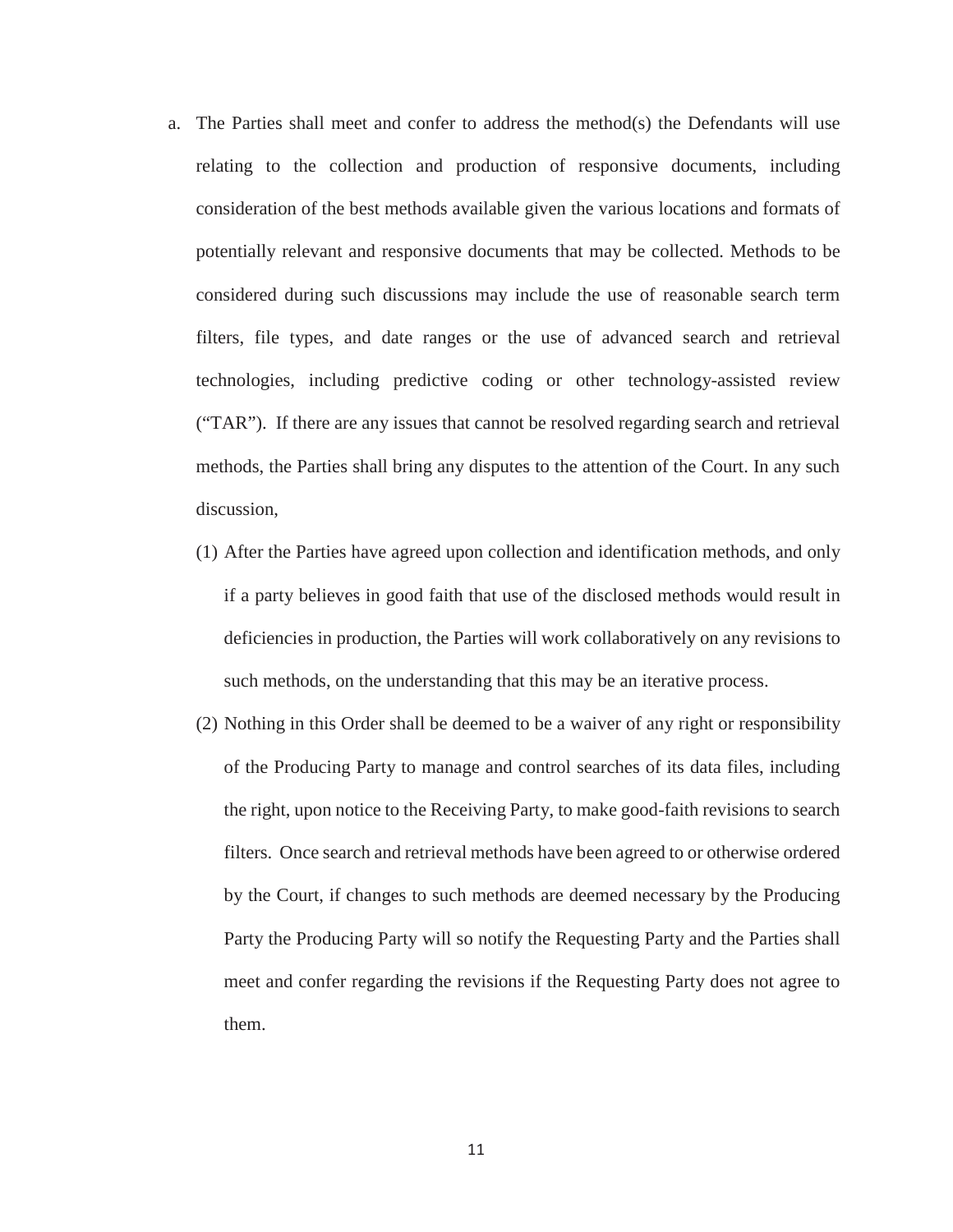a. The Parties shall meet and confer to address the method(s) the Defendants will use relating to the collection and production of responsive documents, including consideration of the best methods available given the various locations and formats of potentially relevant and responsive documents that may be collected. Methods to be considered during such discussions may include the use of reasonable search term filters, file types, and date ranges or the use of advanced search and retrieval technologies, including predictive coding or other technology-assisted review ("TAR"). If there are any issues that cannot be resolved regarding search and retrieval methods, the Parties shall bring any disputes to the attention of the Court. In any such discussion,

   (1) After the Parties have agreed upon collection and identification methods, and only if a party believes in good faith that use of the disclosed methods would result in deficiencies in production, the Parties will work collaboratively on any revisions to such methods, on the understanding that this may be an iterative process.

   (2) Nothing in this Order shall be deemed to be a waiver of any right or responsibility of the Producing Party to manage and control searches of its data files, including the right, upon notice to the Receiving Party, to make good-faith revisions to search filters. Once search and retrieval methods have been agreed to or otherwise ordered by the Court, if changes to such methods are deemed necessary by the Producing Party the Producing Party will so notify the Requesting Party and the Parties shall meet and confer regarding the revisions if the Requesting Party does not agree to them.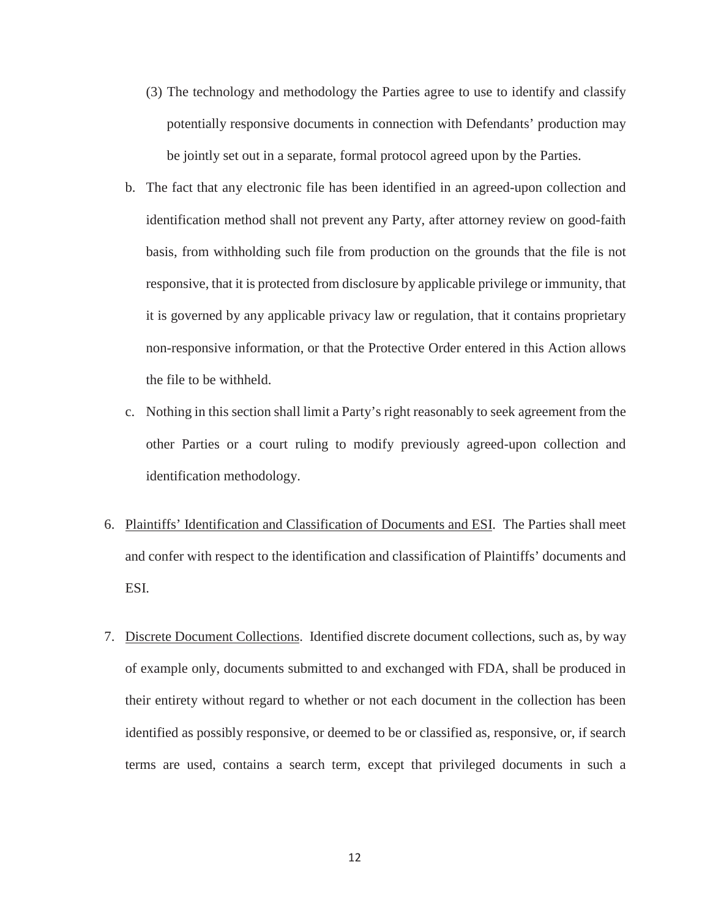(3) The technology and methodology the Parties agree to use to identify and classify potentially responsive documents in connection with Defendants' production may be jointly set out in a separate, formal protocol agreed upon by the Parties.

b. The fact that any electronic file has been identified in an agreed-upon collection and identification method shall not prevent any Party, after attorney review on good-faith basis, from withholding such file from production on the grounds that the file is not responsive, that it is protected from disclosure by applicable privilege or immunity, that it is governed by any applicable privacy law or regulation, that it contains proprietary non-responsive information, or that the Protective Order entered in this Action allows the file to be withheld.

c. Nothing in this section shall limit a Party's right reasonably to seek agreement from the other Parties or a court ruling to modify previously agreed-upon collection and identification methodology.

6. Plaintiffs' Identification and Classification of Documents and ESI. The Parties shall meet and confer with respect to the identification and classification of Plaintiffs' documents and ESI.

7. Discrete Document Collections. Identified discrete document collections, such as, by way of example only, documents submitted to and exchanged with FDA, shall be produced in their entirety without regard to whether or not each document in the collection has been identified as possibly responsive, or deemed to be or classified as, responsive, or, if search terms are used, contains a search term, except that privileged documents in such a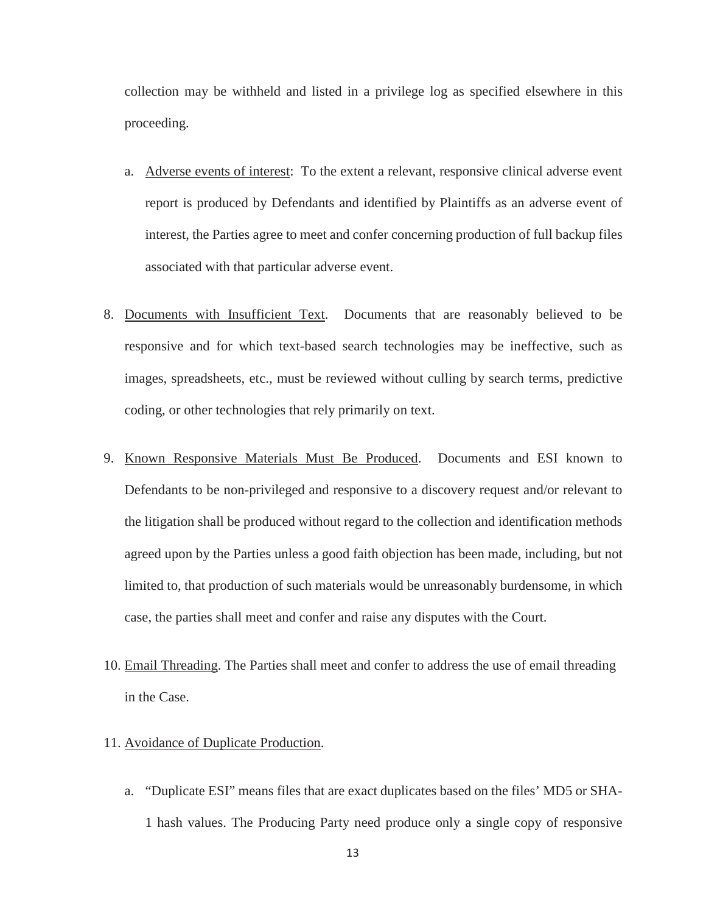collection may be withheld and listed in a privilege log as specified elsewhere in this proceeding.

a. Adverse events of interest: To the extent a relevant, responsive clinical adverse event report is produced by Defendants and identified by Plaintiffs as an adverse event of interest, the Parties agree to meet and confer concerning production of full backup files associated with that particular adverse event.

8. Documents with Insufficient Text. Documents that are reasonably believed to be responsive and for which text-based search technologies may be ineffective, such as images, spreadsheets, etc., must be reviewed without culling by search terms, predictive coding, or other technologies that rely primarily on text.

9. Known Responsive Materials Must Be Produced. Documents and ESI known to Defendants to be non-privileged and responsive to a discovery request and/or relevant to the litigation shall be produced without regard to the collection and identification methods agreed upon by the Parties unless a good faith objection has been made, including, but not limited to, that production of such materials would be unreasonably burdensome, in which case, the parties shall meet and confer and raise any disputes with the Court.

10. Email Threading. The Parties shall meet and confer to address the use of email threading in the Case.

11. Avoidance of Duplicate Production.

    a. "Duplicate ESI" means files that are exact duplicates based on the files' MD5 or SHA-1 hash values. The Producing Party need produce only a single copy of responsive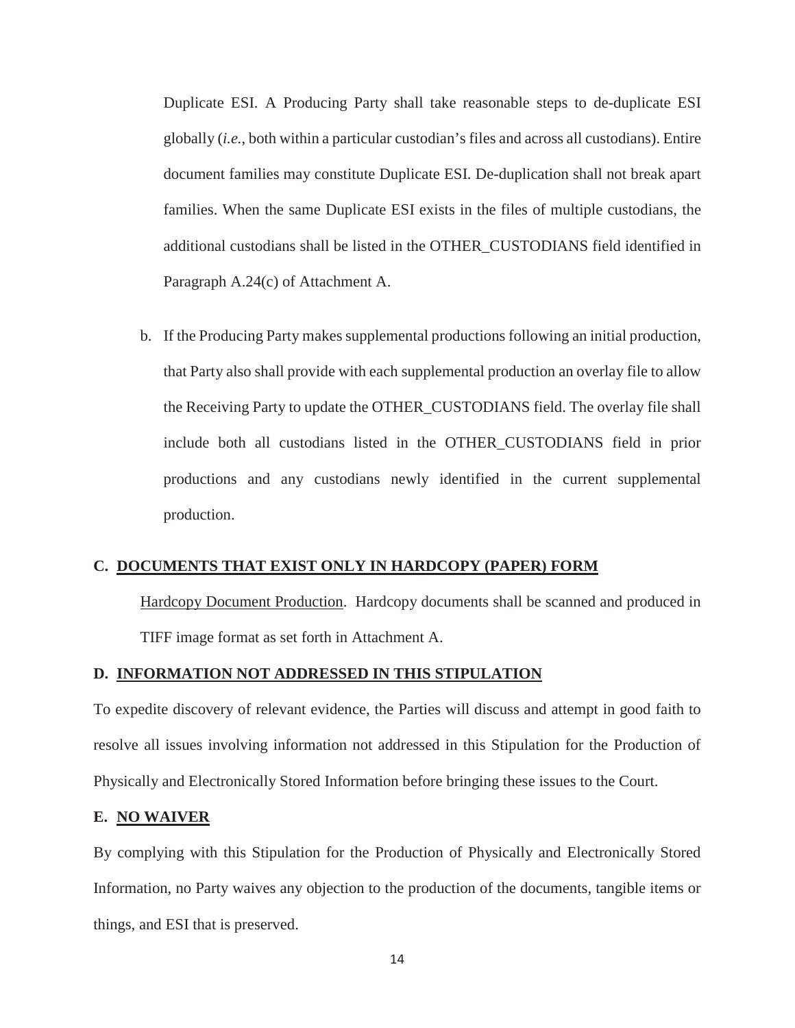Duplicate ESI. A Producing Party shall take reasonable steps to de-duplicate ESI globally (*i.e.*, both within a particular custodian's files and across all custodians). Entire document families may constitute Duplicate ESI. De-duplication shall not break apart families. When the same Duplicate ESI exists in the files of multiple custodians, the additional custodians shall be listed in the OTHER_CUSTODIANS field identified in Paragraph A.24(c) of Attachment A.

b. If the Producing Party makes supplemental productions following an initial production, that Party also shall provide with each supplemental production an overlay file to allow the Receiving Party to update the OTHER_CUSTODIANS field. The overlay file shall include both all custodians listed in the OTHER_CUSTODIANS field in prior productions and any custodians newly identified in the current supplemental production.

## C. DOCUMENTS THAT EXIST ONLY IN HARDCOPY (PAPER) FORM

Hardcopy Document Production. Hardcopy documents shall be scanned and produced in TIFF image format as set forth in Attachment A.

## D. INFORMATION NOT ADDRESSED IN THIS STIPULATION

To expedite discovery of relevant evidence, the Parties will discuss and attempt in good faith to resolve all issues involving information not addressed in this Stipulation for the Production of Physically and Electronically Stored Information before bringing these issues to the Court.

## E. NO WAIVER

By complying with this Stipulation for the Production of Physically and Electronically Stored Information, no Party waives any objection to the production of the documents, tangible items or things, and ESI that is preserved.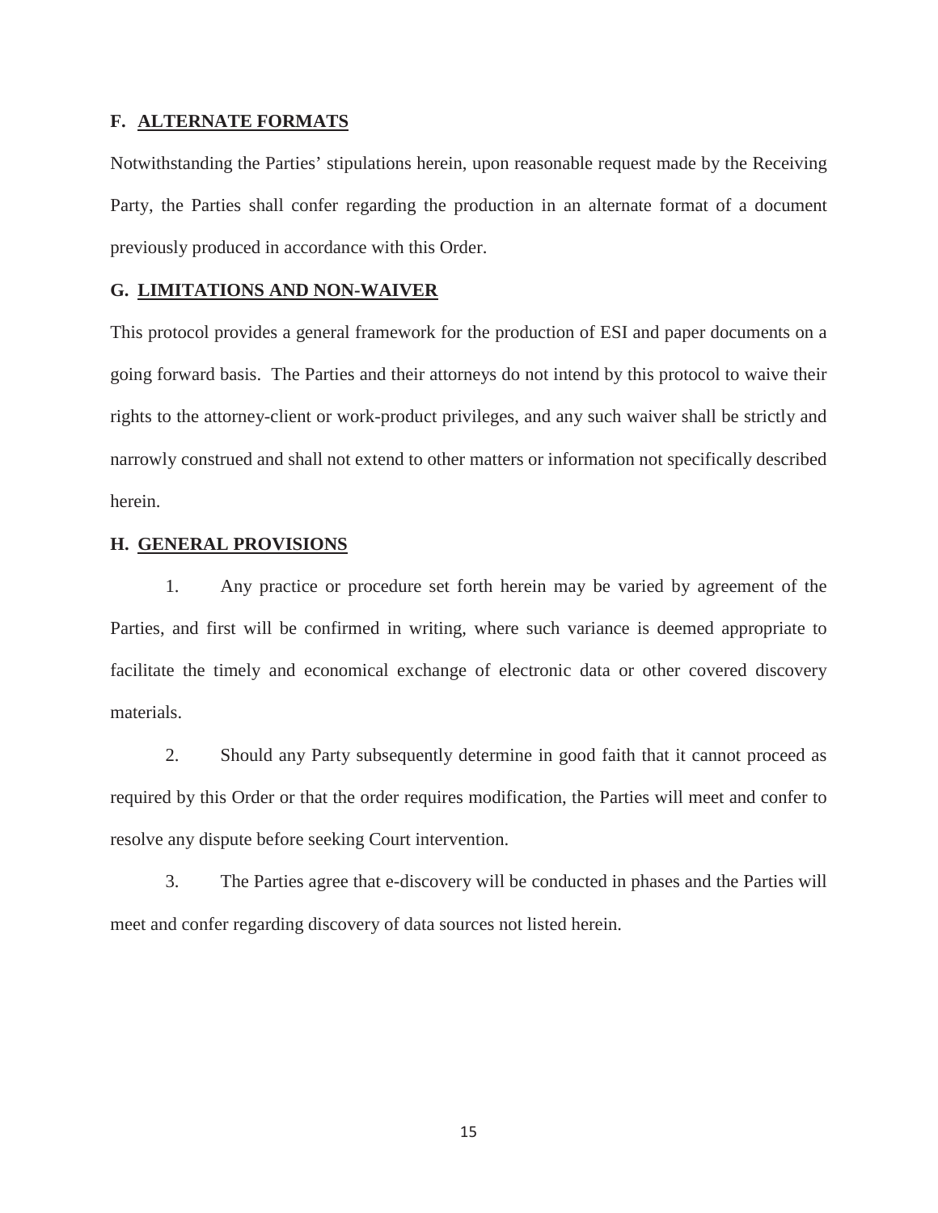### F. ALTERNATE FORMATS

Notwithstanding the Parties' stipulations herein, upon reasonable request made by the Receiving Party, the Parties shall confer regarding the production in an alternate format of a document previously produced in accordance with this Order.

### G. LIMITATIONS AND NON-WAIVER

This protocol provides a general framework for the production of ESI and paper documents on a going forward basis. The Parties and their attorneys do not intend by this protocol to waive their rights to the attorney-client or work-product privileges, and any such waiver shall be strictly and narrowly construed and shall not extend to other matters or information not specifically described herein.

### H. GENERAL PROVISIONS

1. Any practice or procedure set forth herein may be varied by agreement of the Parties, and first will be confirmed in writing, where such variance is deemed appropriate to facilitate the timely and economical exchange of electronic data or other covered discovery materials.

2. Should any Party subsequently determine in good faith that it cannot proceed as required by this Order or that the order requires modification, the Parties will meet and confer to resolve any dispute before seeking Court intervention.

3. The Parties agree that e-discovery will be conducted in phases and the Parties will meet and confer regarding discovery of data sources not listed herein.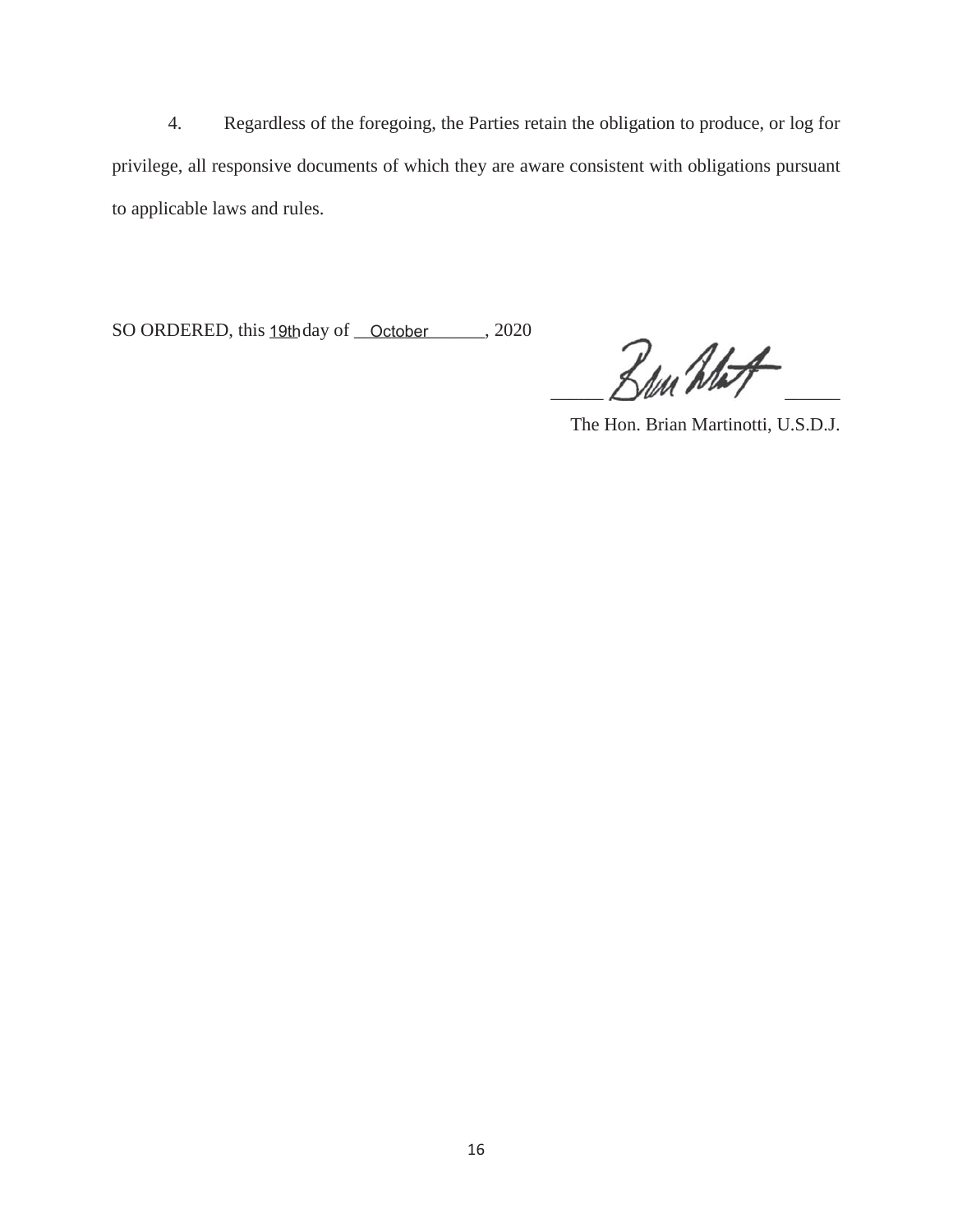4. Regardless of the foregoing, the Parties retain the obligation to produce, or log for privilege, all responsive documents of which they are aware consistent with obligations pursuant to applicable laws and rules.

SO ORDERED, this 19th day of October, 2020

The Hon. Brian Martinotti, U.S.D.J.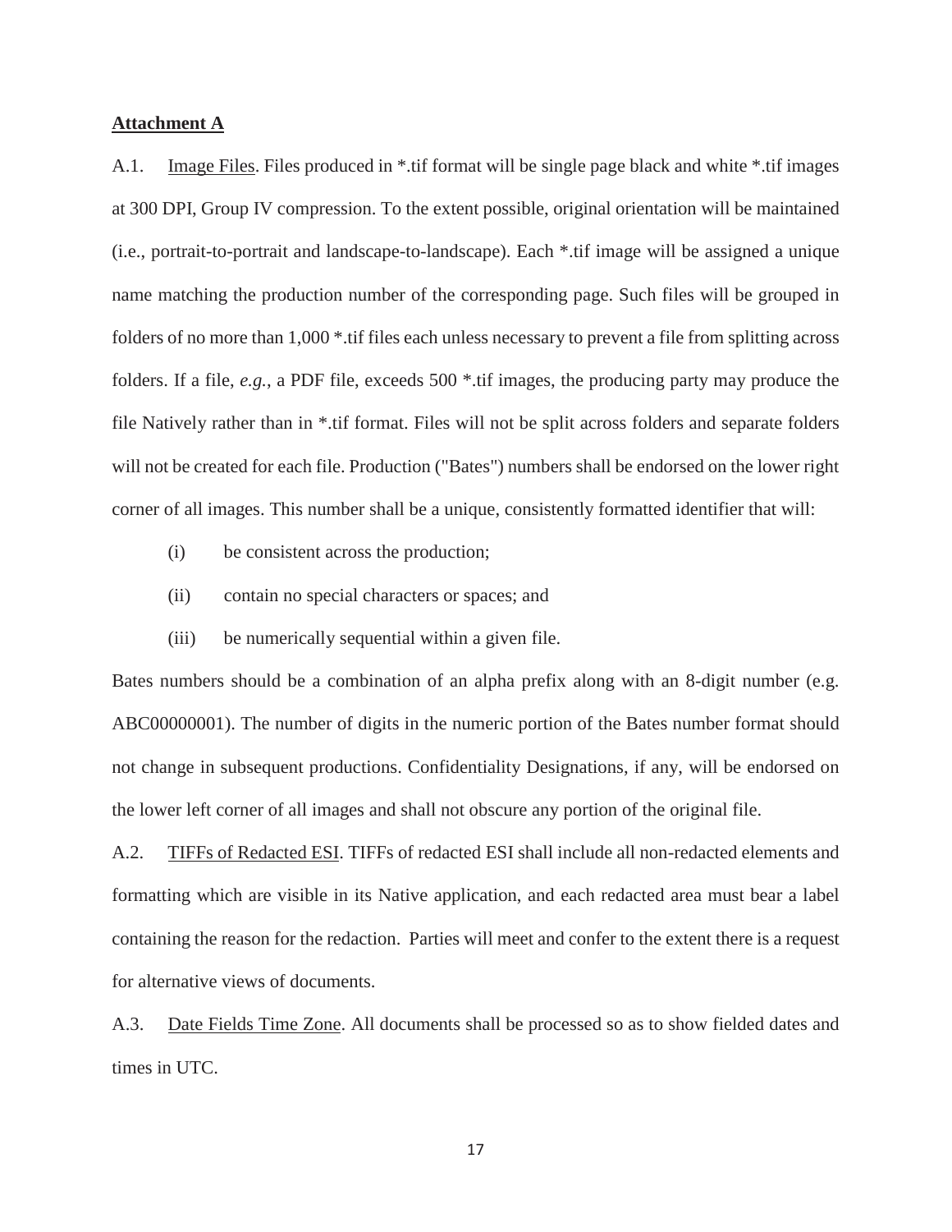**Attachment A**

A.1. Image Files. Files produced in *.tif format will be single page black and white *.tif images at 300 DPI, Group IV compression. To the extent possible, original orientation will be maintained (i.e., portrait-to-portrait and landscape-to-landscape). Each *.tif image will be assigned a unique name matching the production number of the corresponding page. Such files will be grouped in folders of no more than 1,000 *.tif files each unless necessary to prevent a file from splitting across folders. If a file, *e.g.*, a PDF file, exceeds 500 *.tif images, the producing party may produce the file Natively rather than in *.tif format. Files will not be split across folders and separate folders will not be created for each file. Production ("Bates") numbers shall be endorsed on the lower right corner of all images. This number shall be a unique, consistently formatted identifier that will:

(i) be consistent across the production;

(ii) contain no special characters or spaces; and

(iii) be numerically sequential within a given file.

Bates numbers should be a combination of an alpha prefix along with an 8-digit number (e.g. ABC00000001). The number of digits in the numeric portion of the Bates number format should not change in subsequent productions. Confidentiality Designations, if any, will be endorsed on the lower left corner of all images and shall not obscure any portion of the original file.

A.2. TIFFs of Redacted ESI. TIFFs of redacted ESI shall include all non-redacted elements and formatting which are visible in its Native application, and each redacted area must bear a label containing the reason for the redaction. Parties will meet and confer to the extent there is a request for alternative views of documents.

A.3. Date Fields Time Zone. All documents shall be processed so as to show fielded dates and times in UTC.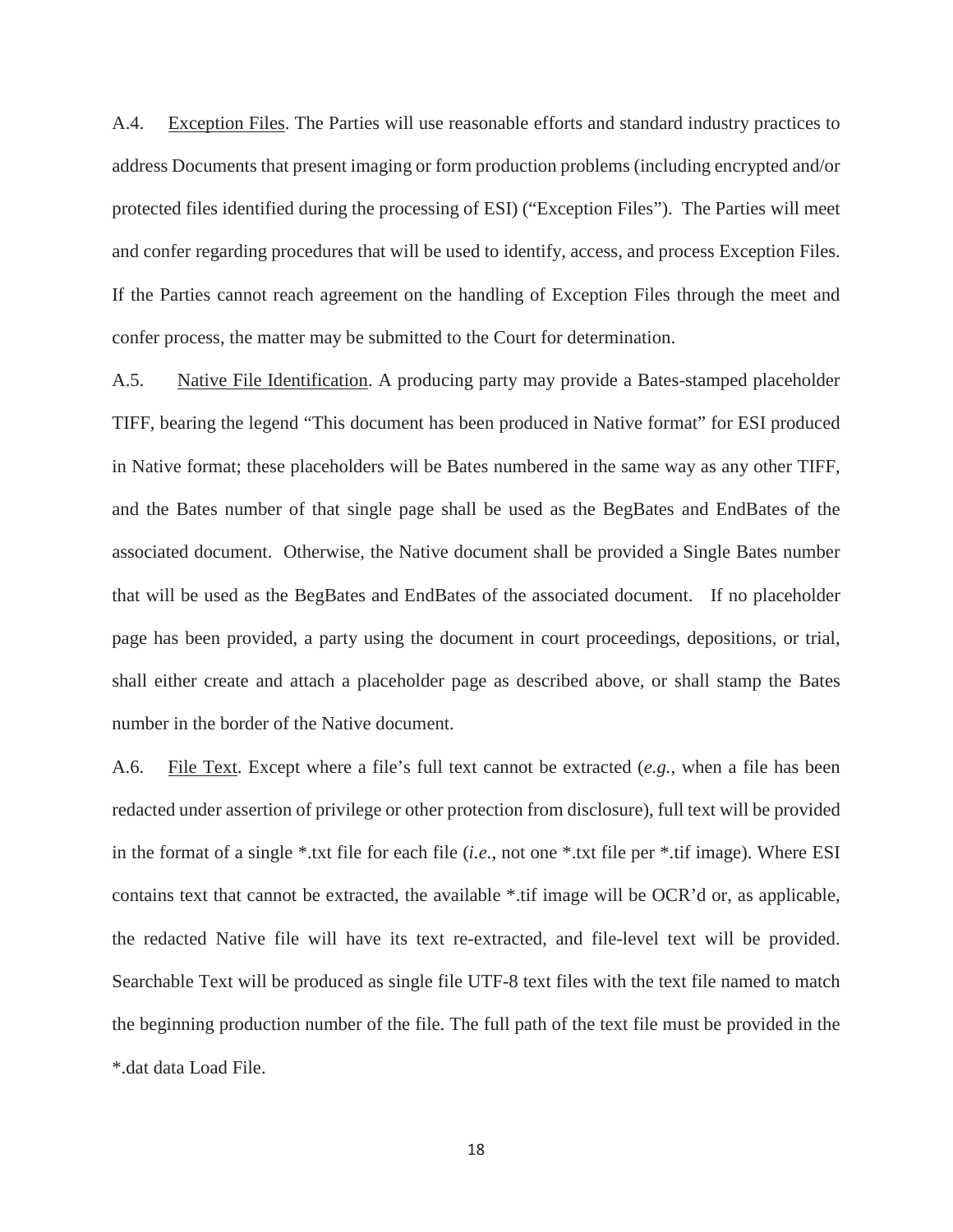A.4. <u>Exception Files</u>. The Parties will use reasonable efforts and standard industry practices to address Documents that present imaging or form production problems (including encrypted and/or protected files identified during the processing of ESI) ("Exception Files"). The Parties will meet and confer regarding procedures that will be used to identify, access, and process Exception Files. If the Parties cannot reach agreement on the handling of Exception Files through the meet and confer process, the matter may be submitted to the Court for determination.

A.5. <u>Native File Identification</u>. A producing party may provide a Bates-stamped placeholder TIFF, bearing the legend "This document has been produced in Native format" for ESI produced in Native format; these placeholders will be Bates numbered in the same way as any other TIFF, and the Bates number of that single page shall be used as the BegBates and EndBates of the associated document. Otherwise, the Native document shall be provided a Single Bates number that will be used as the BegBates and EndBates of the associated document. If no placeholder page has been provided, a party using the document in court proceedings, depositions, or trial, shall either create and attach a placeholder page as described above, or shall stamp the Bates number in the border of the Native document.

A.6. <u>File Text</u>. Except where a file's full text cannot be extracted (*e.g.*, when a file has been redacted under assertion of privilege or other protection from disclosure), full text will be provided in the format of a single *.txt file for each file (*i.e.*, not one *.txt file per *.tif image). Where ESI contains text that cannot be extracted, the available *.tif image will be OCR'd or, as applicable, the redacted Native file will have its text re-extracted, and file-level text will be provided. Searchable Text will be produced as single file UTF-8 text files with the text file named to match the beginning production number of the file. The full path of the text file must be provided in the *.dat data Load File.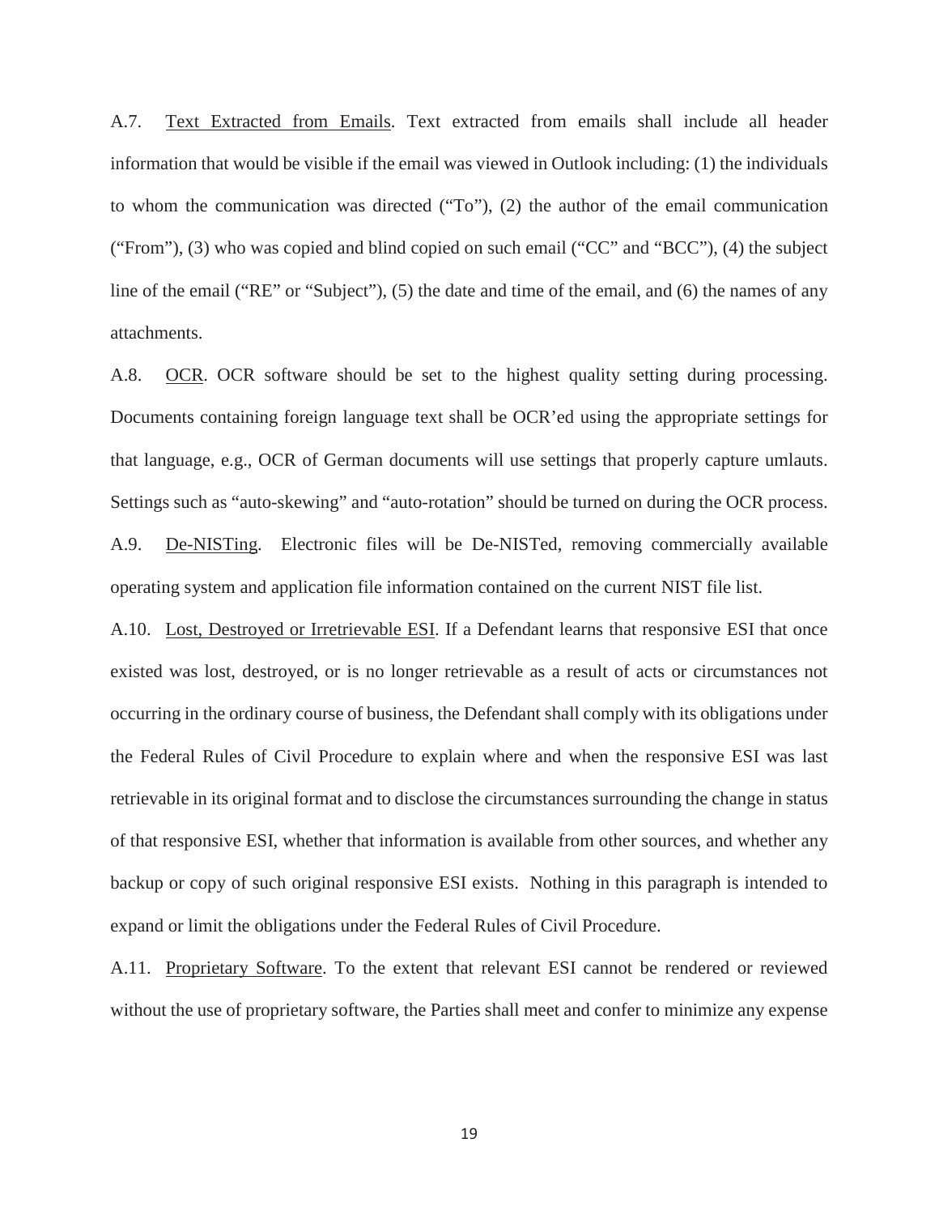A.7. Text Extracted from Emails. Text extracted from emails shall include all header information that would be visible if the email was viewed in Outlook including: (1) the individuals to whom the communication was directed ("To"), (2) the author of the email communication ("From"), (3) who was copied and blind copied on such email ("CC" and "BCC"), (4) the subject line of the email ("RE" or "Subject"), (5) the date and time of the email, and (6) the names of any attachments.

A.8. OCR. OCR software should be set to the highest quality setting during processing. Documents containing foreign language text shall be OCR'ed using the appropriate settings for that language, e.g., OCR of German documents will use settings that properly capture umlauts. Settings such as "auto-skewing" and "auto-rotation" should be turned on during the OCR process.

A.9. De-NISTing. Electronic files will be De-NISTed, removing commercially available operating system and application file information contained on the current NIST file list.

A.10. Lost, Destroyed or Irretrievable ESI. If a Defendant learns that responsive ESI that once existed was lost, destroyed, or is no longer retrievable as a result of acts or circumstances not occurring in the ordinary course of business, the Defendant shall comply with its obligations under the Federal Rules of Civil Procedure to explain where and when the responsive ESI was last retrievable in its original format and to disclose the circumstances surrounding the change in status of that responsive ESI, whether that information is available from other sources, and whether any backup or copy of such original responsive ESI exists. Nothing in this paragraph is intended to expand or limit the obligations under the Federal Rules of Civil Procedure.

A.11. Proprietary Software. To the extent that relevant ESI cannot be rendered or reviewed without the use of proprietary software, the Parties shall meet and confer to minimize any expense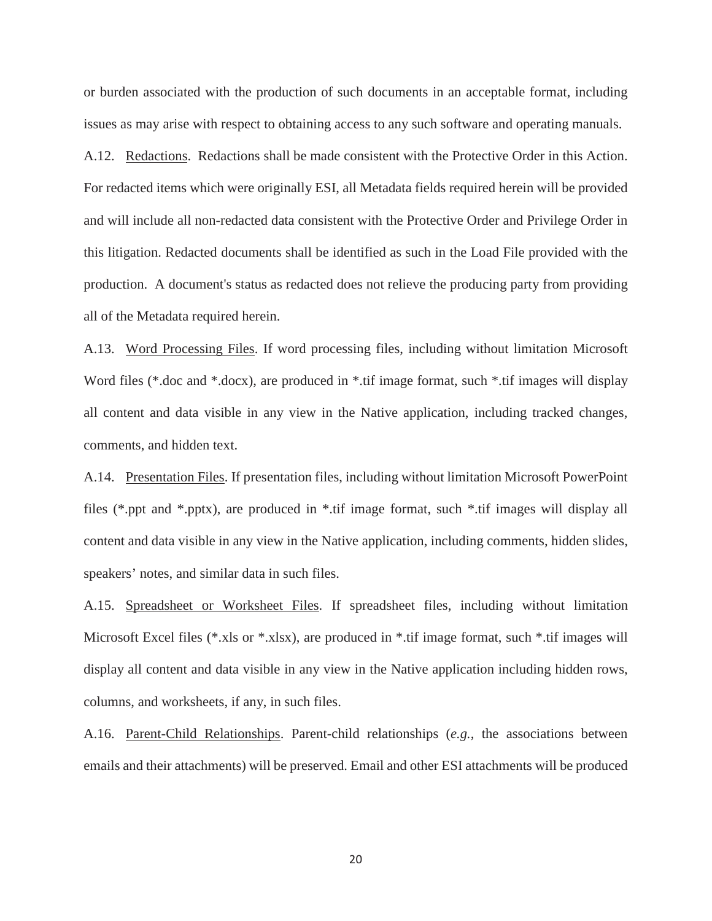or burden associated with the production of such documents in an acceptable format, including issues as may arise with respect to obtaining access to any such software and operating manuals.

A.12. Redactions. Redactions shall be made consistent with the Protective Order in this Action. For redacted items which were originally ESI, all Metadata fields required herein will be provided and will include all non-redacted data consistent with the Protective Order and Privilege Order in this litigation. Redacted documents shall be identified as such in the Load File provided with the production. A document's status as redacted does not relieve the producing party from providing all of the Metadata required herein.

A.13. Word Processing Files. If word processing files, including without limitation Microsoft Word files (*.doc and *.docx), are produced in *.tif image format, such *.tif images will display all content and data visible in any view in the Native application, including tracked changes, comments, and hidden text.

A.14. Presentation Files. If presentation files, including without limitation Microsoft PowerPoint files (*.ppt and *.pptx), are produced in *.tif image format, such *.tif images will display all content and data visible in any view in the Native application, including comments, hidden slides, speakers' notes, and similar data in such files.

A.15. Spreadsheet or Worksheet Files. If spreadsheet files, including without limitation Microsoft Excel files (*.xls or *.xlsx), are produced in *.tif image format, such *.tif images will display all content and data visible in any view in the Native application including hidden rows, columns, and worksheets, if any, in such files.

A.16. Parent-Child Relationships. Parent-child relationships (*e.g.*, the associations between emails and their attachments) will be preserved. Email and other ESI attachments will be produced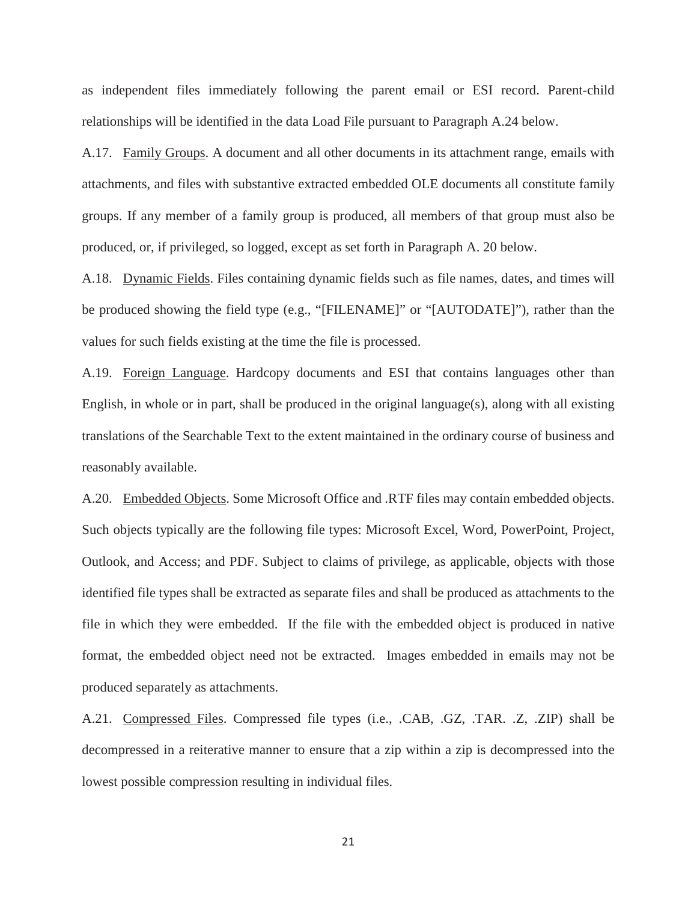as independent files immediately following the parent email or ESI record. Parent-child relationships will be identified in the data Load File pursuant to Paragraph A.24 below.

A.17. Family Groups. A document and all other documents in its attachment range, emails with attachments, and files with substantive extracted embedded OLE documents all constitute family groups. If any member of a family group is produced, all members of that group must also be produced, or, if privileged, so logged, except as set forth in Paragraph A. 20 below.

A.18. Dynamic Fields. Files containing dynamic fields such as file names, dates, and times will be produced showing the field type (e.g., "[FILENAME]" or "[AUTODATE]"), rather than the values for such fields existing at the time the file is processed.

A.19. Foreign Language. Hardcopy documents and ESI that contains languages other than English, in whole or in part, shall be produced in the original language(s), along with all existing translations of the Searchable Text to the extent maintained in the ordinary course of business and reasonably available.

A.20. Embedded Objects. Some Microsoft Office and .RTF files may contain embedded objects. Such objects typically are the following file types: Microsoft Excel, Word, PowerPoint, Project, Outlook, and Access; and PDF. Subject to claims of privilege, as applicable, objects with those identified file types shall be extracted as separate files and shall be produced as attachments to the file in which they were embedded. If the file with the embedded object is produced in native format, the embedded object need not be extracted. Images embedded in emails may not be produced separately as attachments.

A.21. Compressed Files. Compressed file types (i.e., .CAB, .GZ, .TAR. .Z, .ZIP) shall be decompressed in a reiterative manner to ensure that a zip within a zip is decompressed into the lowest possible compression resulting in individual files.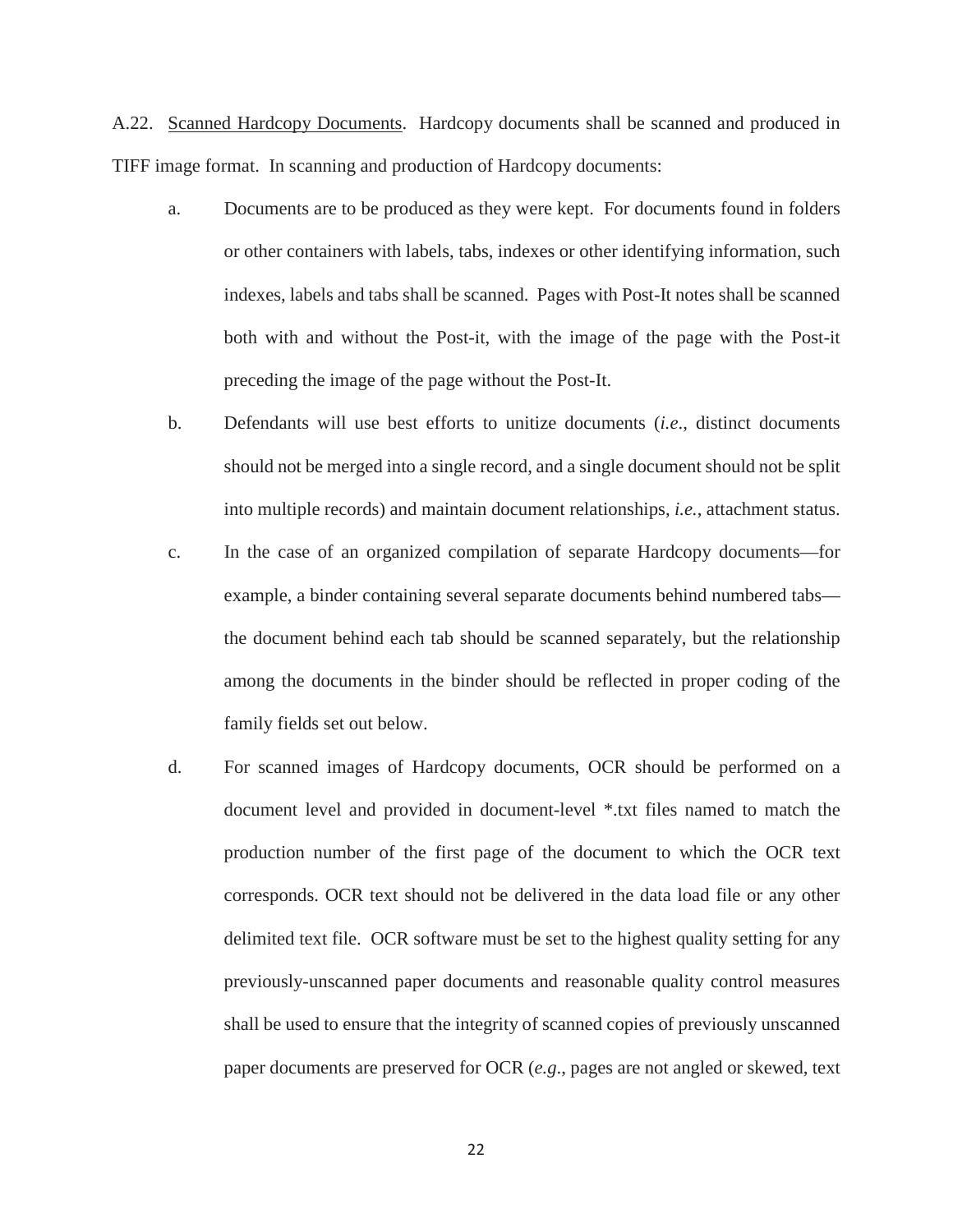A.22. <u>Scanned Hardcopy Documents</u>. Hardcopy documents shall be scanned and produced in TIFF image format. In scanning and production of Hardcopy documents:

a. Documents are to be produced as they were kept. For documents found in folders or other containers with labels, tabs, indexes or other identifying information, such indexes, labels and tabs shall be scanned. Pages with Post-It notes shall be scanned both with and without the Post-it, with the image of the page with the Post-it preceding the image of the page without the Post-It.

b. Defendants will use best efforts to unitize documents (*i.e*., distinct documents should not be merged into a single record, and a single document should not be split into multiple records) and maintain document relationships, *i.e.*, attachment status.

c. In the case of an organized compilation of separate Hardcopy documents—for example, a binder containing several separate documents behind numbered tabs—the document behind each tab should be scanned separately, but the relationship among the documents in the binder should be reflected in proper coding of the family fields set out below.

d. For scanned images of Hardcopy documents, OCR should be performed on a document level and provided in document-level *.txt files named to match the production number of the first page of the document to which the OCR text corresponds. OCR text should not be delivered in the data load file or any other delimited text file. OCR software must be set to the highest quality setting for any previously-unscanned paper documents and reasonable quality control measures shall be used to ensure that the integrity of scanned copies of previously unscanned paper documents are preserved for OCR (*e.g*., pages are not angled or skewed, text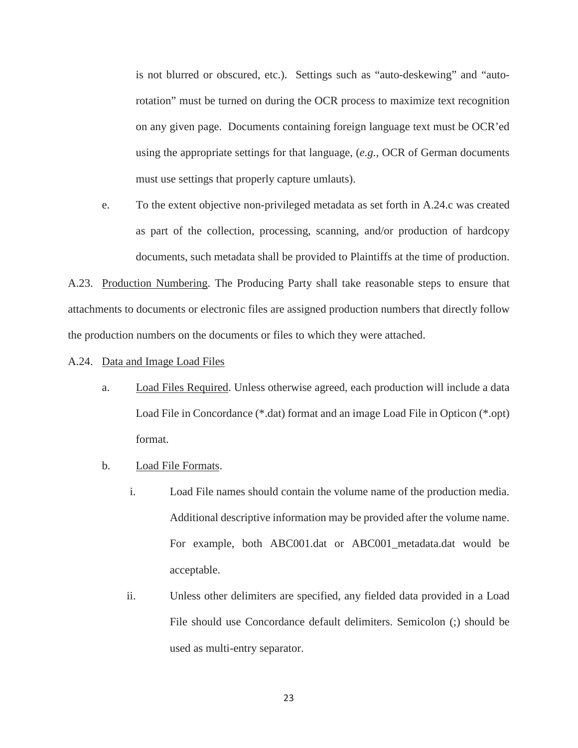is not blurred or obscured, etc.). Settings such as "auto-deskewing" and "auto-rotation" must be turned on during the OCR process to maximize text recognition on any given page. Documents containing foreign language text must be OCR'ed using the appropriate settings for that language, (*e.g.*, OCR of German documents must use settings that properly capture umlauts).

e. To the extent objective non-privileged metadata as set forth in A.24.c was created as part of the collection, processing, scanning, and/or production of hardcopy documents, such metadata shall be provided to Plaintiffs at the time of production.

A.23. <u>Production Numbering</u>. The Producing Party shall take reasonable steps to ensure that attachments to documents or electronic files are assigned production numbers that directly follow the production numbers on the documents or files to which they were attached.

A.24. <u>Data and Image Load Files</u>

a. <u>Load Files Required</u>. Unless otherwise agreed, each production will include a data Load File in Concordance (*.dat) format and an image Load File in Opticon (*.opt) format.

b. <u>Load File Formats</u>.

i. Load File names should contain the volume name of the production media. Additional descriptive information may be provided after the volume name. For example, both ABC001.dat or ABC001_metadata.dat would be acceptable.

ii. Unless other delimiters are specified, any fielded data provided in a Load File should use Concordance default delimiters. Semicolon (;) should be used as multi-entry separator.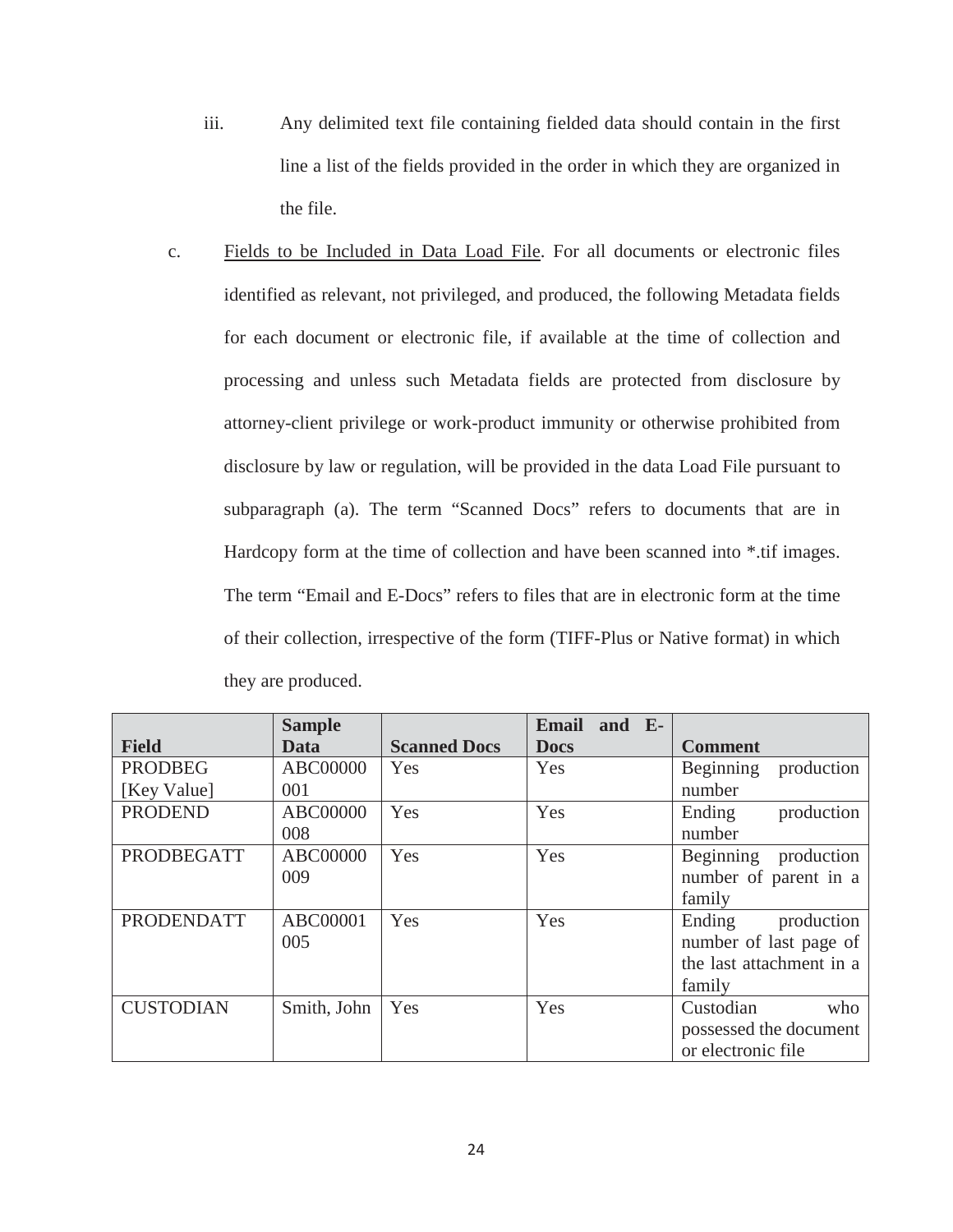iii. Any delimited text file containing fielded data should contain in the first line a list of the fields provided in the order in which they are organized in the file.

c. Fields to be Included in Data Load File. For all documents or electronic files identified as relevant, not privileged, and produced, the following Metadata fields for each document or electronic file, if available at the time of collection and processing and unless such Metadata fields are protected from disclosure by attorney-client privilege or work-product immunity or otherwise prohibited from disclosure by law or regulation, will be provided in the data Load File pursuant to subparagraph (a). The term "Scanned Docs" refers to documents that are in Hardcopy form at the time of collection and have been scanned into *.tif images. The term "Email and E-Docs" refers to files that are in electronic form at the time of their collection, irrespective of the form (TIFF-Plus or Native format) in which they are produced.

| Field | Sample Data | Scanned Docs | Email and E-Docs | Comment |
|---|---|---|---|---|
| PRODBEG [Key Value] | ABC00000001 | Yes | Yes | Beginning production number |
| PRODEND | ABC00000008 | Yes | Yes | Ending production number |
| PRODBEGATT | ABC00000009 | Yes | Yes | Beginning production number of parent in a family |
| PRODENDATT | ABC00001005 | Yes | Yes | Ending production number of last page of the last attachment in a family |
| CUSTODIAN | Smith, John | Yes | Yes | Custodian who possessed the document or electronic file |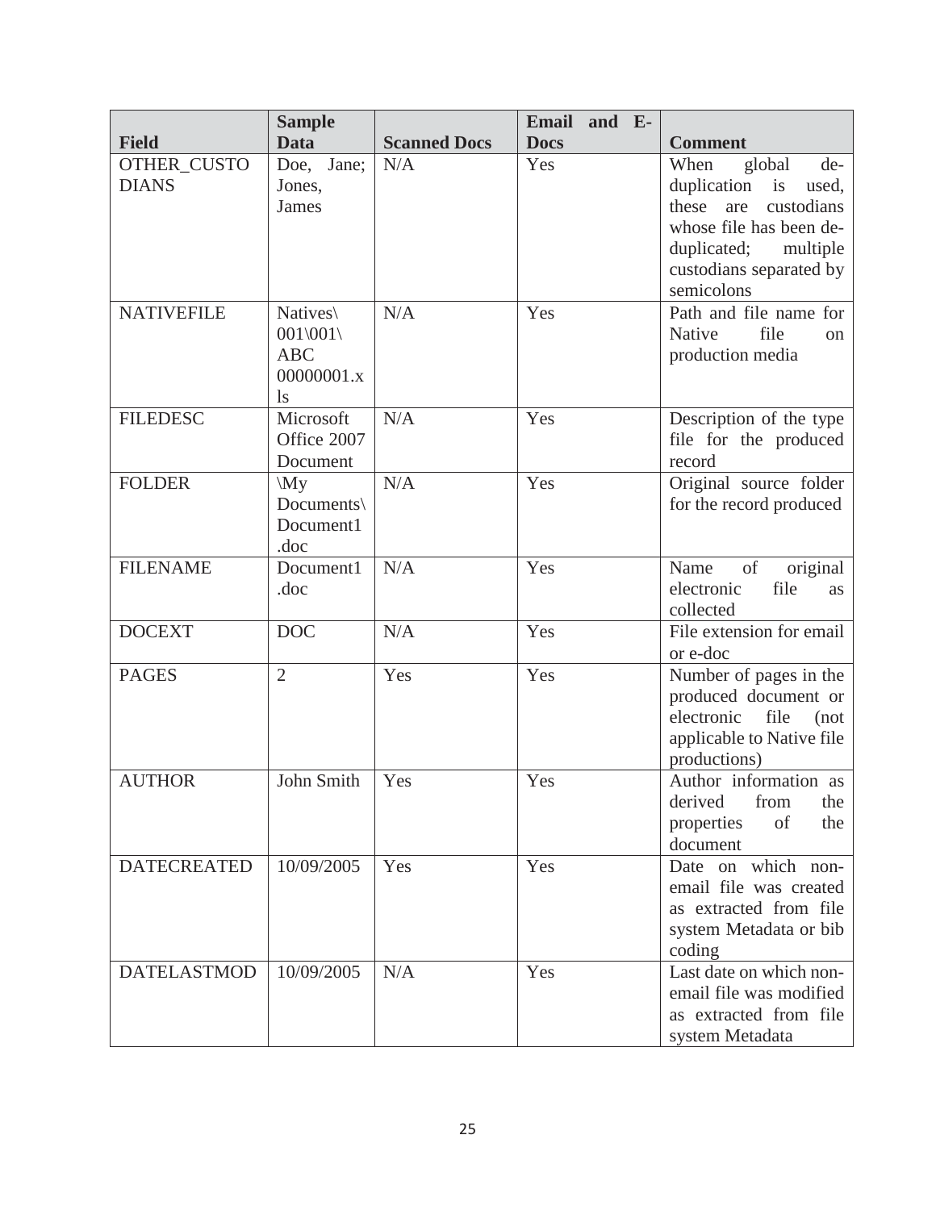| Field | Sample Data | Scanned Docs | Email and E-Docs | Comment |
|---|---|---|---|---|
| OTHER_CUSTODIANS | Doe, Jane; Jones, James | N/A | Yes | When global de-duplication is used, these are custodians whose file has been de-duplicated; multiple custodians separated by semicolons |
| NATIVEFILE | Natives\001\001\ABC 00000001.xls | N/A | Yes | Path and file name for Native file on production media |
| FILEDESC | Microsoft Office 2007 Document | N/A | Yes | Description of the type file for the produced record |
| FOLDER | \My Documents\Document1.doc | N/A | Yes | Original source folder for the record produced |
| FILENAME | Document1.doc | N/A | Yes | Name of original electronic file as collected |
| DOCEXT | DOC | N/A | Yes | File extension for email or e-doc |
| PAGES | 2 | Yes | Yes | Number of pages in the produced document or electronic file (not applicable to Native file productions) |
| AUTHOR | John Smith | Yes | Yes | Author information as derived from the properties of the document |
| DATECREATED | 10/09/2005 | Yes | Yes | Date on which non-email file was created as extracted from file system Metadata or bib coding |
| DATELASTMOD | 10/09/2005 | N/A | Yes | Last date on which non-email file was modified as extracted from file system Metadata |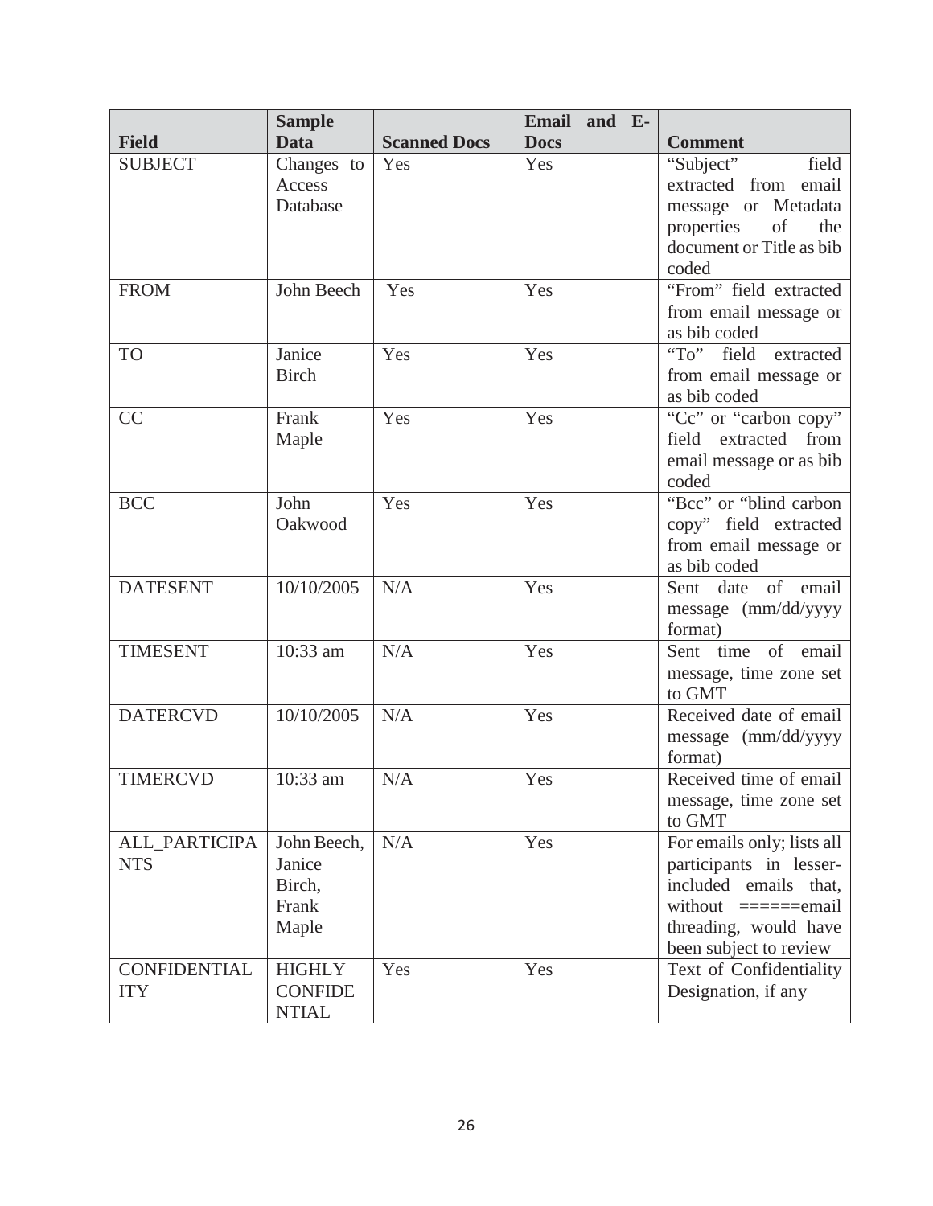| Field | Sample Data | Scanned Docs | Email and E-Docs | Comment |
| --- | --- | --- | --- | --- |
| SUBJECT | Changes to Access Database | Yes | Yes | "Subject" field extracted from email message or Metadata properties of the document or Title as bib coded |
| FROM | John Beech | Yes | Yes | "From" field extracted from email message or as bib coded |
| TO | Janice Birch | Yes | Yes | "To" field extracted from email message or as bib coded |
| CC | Frank Maple | Yes | Yes | "Cc" or "carbon copy" field extracted from email message or as bib coded |
| BCC | John Oakwood | Yes | Yes | "Bcc" or "blind carbon copy" field extracted from email message or as bib coded |
| DATESENT | 10/10/2005 | N/A | Yes | Sent date of email message (mm/dd/yyyy format) |
| TIMESENT | 10:33 am | N/A | Yes | Sent time of email message, time zone set to GMT |
| DATERCVD | 10/10/2005 | N/A | Yes | Received date of email message (mm/dd/yyyy format) |
| TIMERCVD | 10:33 am | N/A | Yes | Received time of email message, time zone set to GMT |
| ALL_PARTICIPANTS | John Beech, Janice Birch, Frank Maple | N/A | Yes | For emails only; lists all participants in lesser-included emails that, without ======email threading, would have been subject to review |
| CONFIDENTIALITY | HIGHLY CONFIDENTIAL | Yes | Yes | Text of Confidentiality Designation, if any |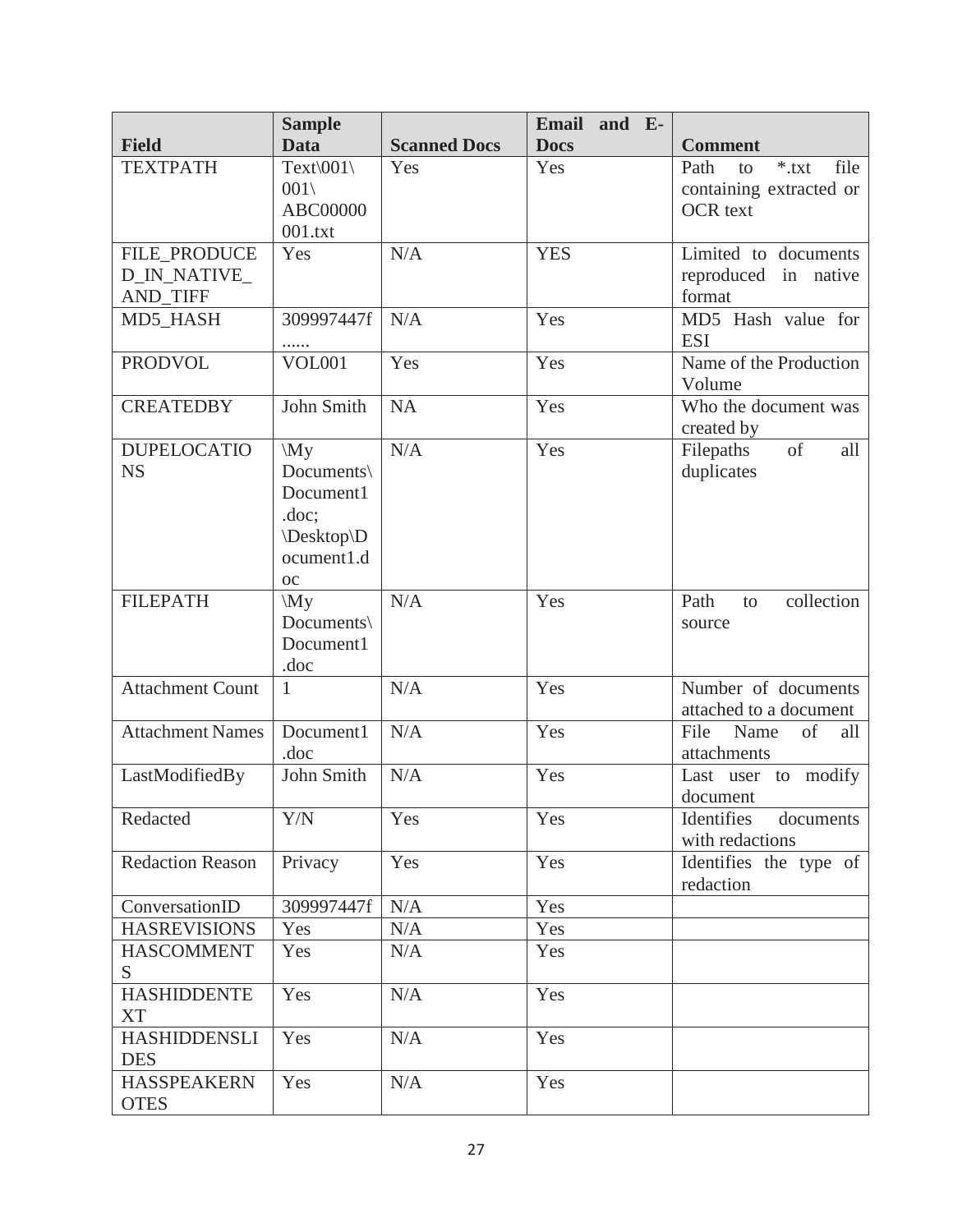| Field | Sample Data | Scanned Docs | Email and E-Docs | Comment |
|---|---|---|---|---|
| TEXTPATH | Text\001\001\ABC00000001.txt | Yes | Yes | Path to *.txt file containing extracted or OCR text |
| FILE_PRODUCED_IN_NATIVE_AND_TIFF | Yes | N/A | YES | Limited to documents reproduced in native format |
| MD5_HASH | 309997447f...... | N/A | Yes | MD5 Hash value for ESI |
| PRODVOL | VOL001 | Yes | Yes | Name of the Production Volume |
| CREATEDBY | John Smith | NA | Yes | Who the document was created by |
| DUPELOCATIONS | \My Documents\Document1.doc; \Desktop\Document1.doc | N/A | Yes | Filepaths of all duplicates |
| FILEPATH | \My Documents\Document1.doc | N/A | Yes | Path to collection source |
| Attachment Count | 1 | N/A | Yes | Number of documents attached to a document |
| Attachment Names | Document1.doc | N/A | Yes | File Name of all attachments |
| LastModifiedBy | John Smith | N/A | Yes | Last user to modify document |
| Redacted | Y/N | Yes | Yes | Identifies documents with redactions |
| Redaction Reason | Privacy | Yes | Yes | Identifies the type of redaction |
| ConversationID | 309997447f | N/A | Yes | |
| HASREVISIONS | Yes | N/A | Yes | |
| HASCOMMENTS | Yes | N/A | Yes | |
| HASHIDDENTEXT | Yes | N/A | Yes | |
| HASHIDDENSLIDES | Yes | N/A | Yes | |
| HASSPEAKERNOTES | Yes | N/A | Yes | |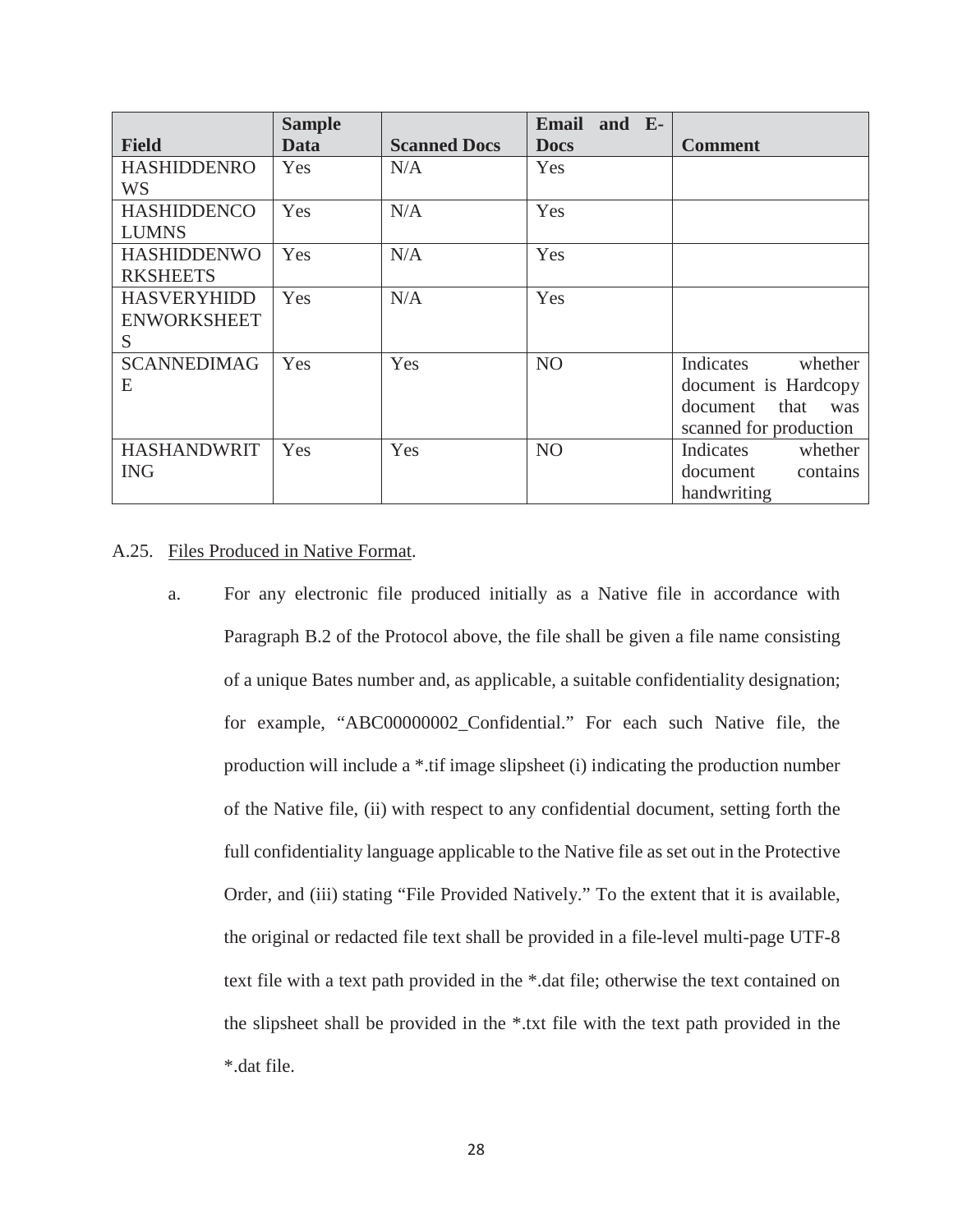| Field | Sample Data | Scanned Docs | Email and E-Docs | Comment |
| --- | --- | --- | --- | --- |
| HASHIDDENROWS | Yes | N/A | Yes | |
| HASHIDDENCOLUMNS | Yes | N/A | Yes | |
| HASHIDDENWORKSHEETS | Yes | N/A | Yes | |
| HASVERYHIDDENWORKSHEETS | Yes | N/A | Yes | |
| SCANNEDIMAGE | Yes | Yes | NO | Indicates whether document is Hardcopy document that was scanned for production |
| HASHANDWRITING | Yes | Yes | NO | Indicates whether document contains handwriting |

A.25. Files Produced in Native Format.

a. For any electronic file produced initially as a Native file in accordance with Paragraph B.2 of the Protocol above, the file shall be given a file name consisting of a unique Bates number and, as applicable, a suitable confidentiality designation; for example, "ABC00000002_Confidential." For each such Native file, the production will include a *.tif image slipsheet (i) indicating the production number of the Native file, (ii) with respect to any confidential document, setting forth the full confidentiality language applicable to the Native file as set out in the Protective Order, and (iii) stating "File Provided Natively." To the extent that it is available, the original or redacted file text shall be provided in a file-level multi-page UTF-8 text file with a text path provided in the *.dat file; otherwise the text contained on the slipsheet shall be provided in the *.txt file with the text path provided in the *.dat file.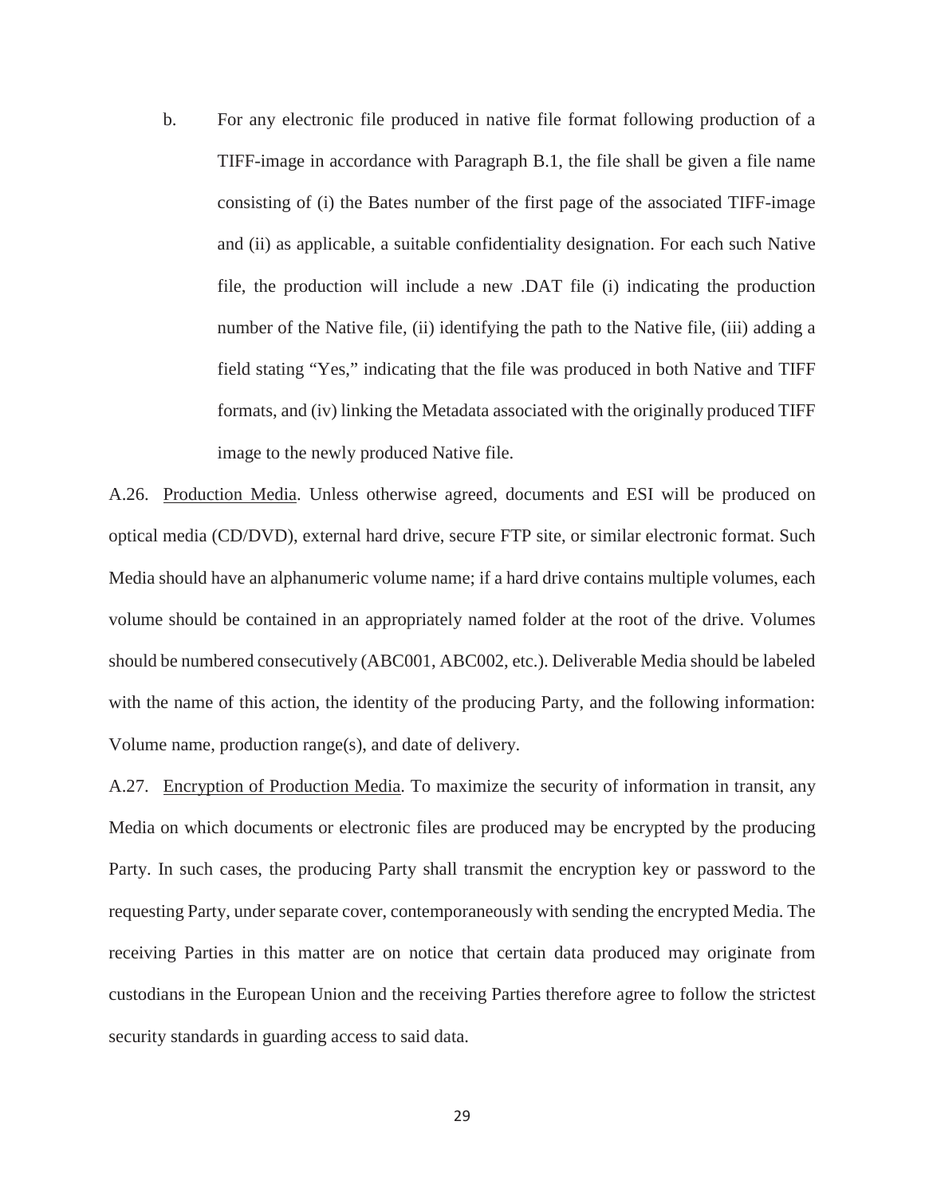b. For any electronic file produced in native file format following production of a TIFF-image in accordance with Paragraph B.1, the file shall be given a file name consisting of (i) the Bates number of the first page of the associated TIFF-image and (ii) as applicable, a suitable confidentiality designation. For each such Native file, the production will include a new .DAT file (i) indicating the production number of the Native file, (ii) identifying the path to the Native file, (iii) adding a field stating "Yes," indicating that the file was produced in both Native and TIFF formats, and (iv) linking the Metadata associated with the originally produced TIFF image to the newly produced Native file.

A.26. <u>Production Media</u>. Unless otherwise agreed, documents and ESI will be produced on optical media (CD/DVD), external hard drive, secure FTP site, or similar electronic format. Such Media should have an alphanumeric volume name; if a hard drive contains multiple volumes, each volume should be contained in an appropriately named folder at the root of the drive. Volumes should be numbered consecutively (ABC001, ABC002, etc.). Deliverable Media should be labeled with the name of this action, the identity of the producing Party, and the following information: Volume name, production range(s), and date of delivery.

A.27. <u>Encryption of Production Media</u>. To maximize the security of information in transit, any Media on which documents or electronic files are produced may be encrypted by the producing Party. In such cases, the producing Party shall transmit the encryption key or password to the requesting Party, under separate cover, contemporaneously with sending the encrypted Media. The receiving Parties in this matter are on notice that certain data produced may originate from custodians in the European Union and the receiving Parties therefore agree to follow the strictest security standards in guarding access to said data.